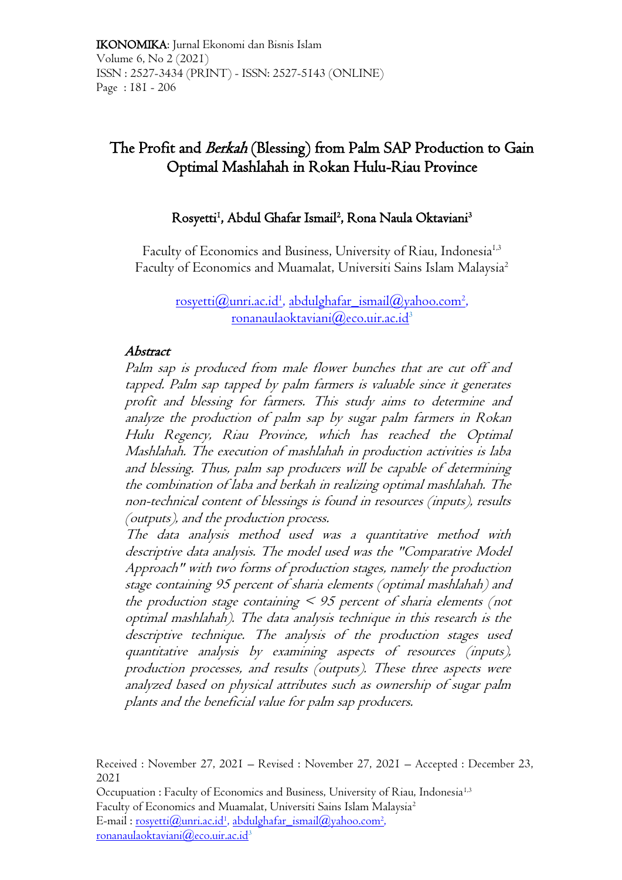IKONOMIKA: Jurnal Ekonomi dan Bisnis Islam
Volume 6, No 2 (2021)
ISSN : 2527-3434 (PRINT) - ISSN: 2527-5143 (ONLINE)
Page : 181 - 206

# The Profit and *Berkah* (Blessing) from Palm SAP Production to Gain Optimal Mashlahah in Rokan Hulu-Riau Province

**Rosyetti[1], Abdul Ghafar Ismail[2], Rona Naula Oktaviani[3]**

Faculty of Economics and Business, University of Riau, Indonesia[1,3]
Faculty of Economics and Muamalat, Universiti Sains Islam Malaysia[2]

rosyetti@unri.ac.id[1], abdulghafar_ismail@yahoo.com[2], ronanaulaoktaviani@eco.uir.ac.id[3]

## *Abstract*

*Palm sap is produced from male flower bunches that are cut off and tapped. Palm sap tapped by palm farmers is valuable since it generates profit and blessing for farmers. This study aims to determine and analyze the production of palm sap by sugar palm farmers in Rokan Hulu Regency, Riau Province, which has reached the Optimal Mashlahah. The execution of mashlahah in production activities is laba and blessing. Thus, palm sap producers will be capable of determining the combination of laba and berkah in realizing optimal mashlahah. The non-technical content of blessings is found in resources (inputs), results (outputs), and the production process.*

*The data analysis method used was a quantitative method with descriptive data analysis. The model used was the "Comparative Model Approach" with two forms of production stages, namely the production stage containing 95 percent of sharia elements (optimal mashlahah) and the production stage containing < 95 percent of sharia elements (not optimal mashlahah). The data analysis technique in this research is the descriptive technique. The analysis of the production stages used quantitative analysis by examining aspects of resources (inputs), production processes, and results (outputs). These three aspects were analyzed based on physical attributes such as ownership of sugar palm plants and the beneficial value for palm sap producers.*

Received : November 27, 2021 – Revised : November 27, 2021 – Accepted : December 23, 2021

Occupation : Faculty of Economics and Business, University of Riau, Indonesia[1,3]
Faculty of Economics and Muamalat, Universiti Sains Islam Malaysia[2]
E-mail : rosyetti@unri.ac.id[1], abdulghafar_ismail@yahoo.com[2], ronanaulaoktaviani@eco.uir.ac.id[3]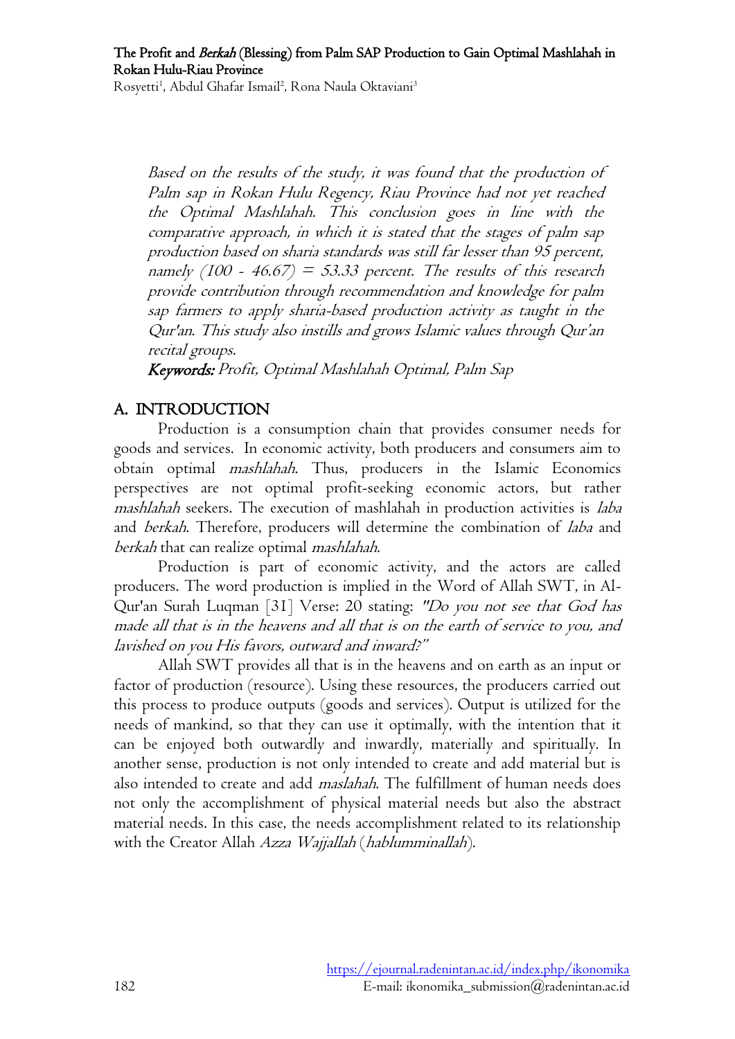*Based on the results of the study, it was found that the production of Palm sap in Rokan Hulu Regency, Riau Province had not yet reached the Optimal Mashlahah. This conclusion goes in line with the comparative approach, in which it is stated that the stages of palm sap production based on sharia standards was still far lesser than 95 percent, namely (100 - 46.67) = 53.33 percent. The results of this research provide contribution through recommendation and knowledge for palm sap farmers to apply sharia-based production activity as taught in the Qur'an. This study also instills and grows Islamic values through Qur'an recital groups.*

***Keywords:*** *Profit, Optimal Mashlahah Optimal, Palm Sap*

## A. INTRODUCTION

Production is a consumption chain that provides consumer needs for goods and services. In economic activity, both producers and consumers aim to obtain optimal *mashlahah*. Thus, producers in the Islamic Economics perspectives are not optimal profit-seeking economic actors, but rather *mashlahah* seekers. The execution of mashlahah in production activities is *laba* and *berkah*. Therefore, producers will determine the combination of *laba* and *berkah* that can realize optimal *mashlahah*.

Production is part of economic activity, and the actors are called producers. The word production is implied in the Word of Allah SWT, in Al-Qur'an Surah Luqman [31] Verse: 20 stating: *"Do you not see that God has made all that is in the heavens and all that is on the earth of service to you, and lavished on you His favors, outward and inward?"*

Allah SWT provides all that is in the heavens and on earth as an input or factor of production (resource). Using these resources, the producers carried out this process to produce outputs (goods and services). Output is utilized for the needs of mankind, so that they can use it optimally, with the intention that it can be enjoyed both outwardly and inwardly, materially and spiritually. In another sense, production is not only intended to create and add material but is also intended to create and add *maslahah*. The fulfillment of human needs does not only the accomplishment of physical material needs but also the abstract material needs. In this case, the needs accomplishment related to its relationship with the Creator Allah *Azza Wajjallah* (*hablumminallah*).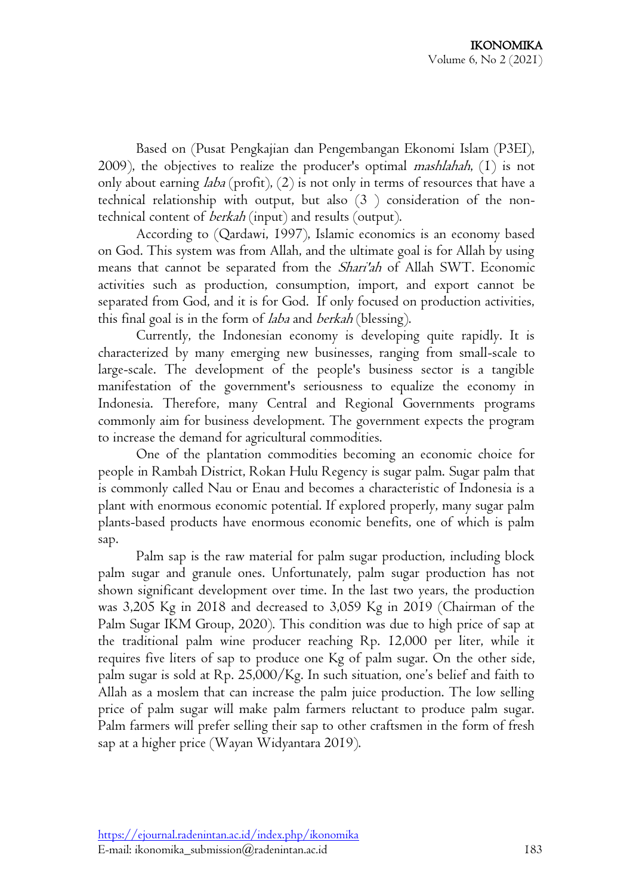Based on (Pusat Pengkajian dan Pengembangan Ekonomi Islam (P3EI), 2009), the objectives to realize the producer's optimal *mashlahah*, (1) is not only about earning *laba* (profit), (2) is not only in terms of resources that have a technical relationship with output, but also (3 ) consideration of the non-technical content of *berkah* (input) and results (output).

According to (Qardawi, 1997), Islamic economics is an economy based on God. This system was from Allah, and the ultimate goal is for Allah by using means that cannot be separated from the *Shari'ah* of Allah SWT. Economic activities such as production, consumption, import, and export cannot be separated from God, and it is for God. If only focused on production activities, this final goal is in the form of *laba* and *berkah* (blessing).

Currently, the Indonesian economy is developing quite rapidly. It is characterized by many emerging new businesses, ranging from small-scale to large-scale. The development of the people's business sector is a tangible manifestation of the government's seriousness to equalize the economy in Indonesia. Therefore, many Central and Regional Governments programs commonly aim for business development. The government expects the program to increase the demand for agricultural commodities.

One of the plantation commodities becoming an economic choice for people in Rambah District, Rokan Hulu Regency is sugar palm. Sugar palm that is commonly called Nau or Enau and becomes a characteristic of Indonesia is a plant with enormous economic potential. If explored properly, many sugar palm plants-based products have enormous economic benefits, one of which is palm sap.

Palm sap is the raw material for palm sugar production, including block palm sugar and granule ones. Unfortunately, palm sugar production has not shown significant development over time. In the last two years, the production was 3,205 Kg in 2018 and decreased to 3,059 Kg in 2019 (Chairman of the Palm Sugar IKM Group, 2020). This condition was due to high price of sap at the traditional palm wine producer reaching Rp. 12,000 per liter, while it requires five liters of sap to produce one Kg of palm sugar. On the other side, palm sugar is sold at Rp. 25,000/Kg. In such situation, one's belief and faith to Allah as a moslem that can increase the palm juice production. The low selling price of palm sugar will make palm farmers reluctant to produce palm sugar. Palm farmers will prefer selling their sap to other craftsmen in the form of fresh sap at a higher price (Wayan Widyantara 2019).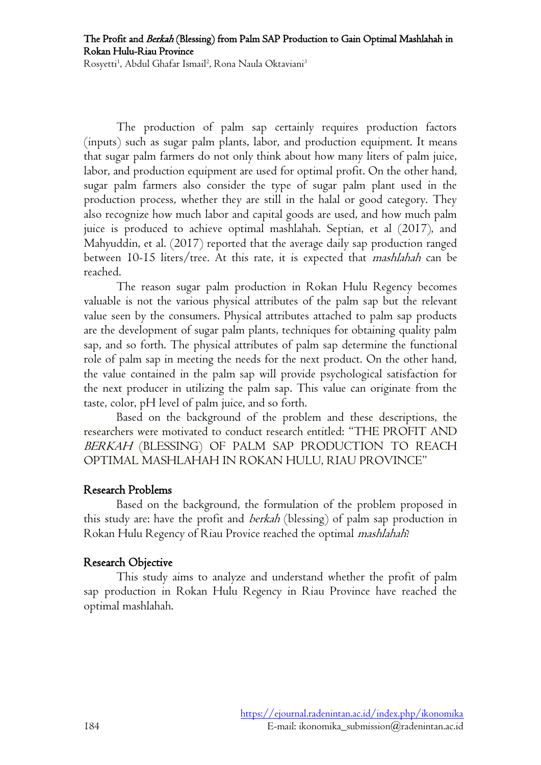The production of palm sap certainly requires production factors (inputs) such as sugar palm plants, labor, and production equipment. It means that sugar palm farmers do not only think about how many liters of palm juice, labor, and production equipment are used for optimal profit. On the other hand, sugar palm farmers also consider the type of sugar palm plant used in the production process, whether they are still in the halal or good category. They also recognize how much labor and capital goods are used, and how much palm juice is produced to achieve optimal mashlahah. Septian, et al (2017), and Mahyuddin, et al. (2017) reported that the average daily sap production ranged between 10-15 liters/tree. At this rate, it is expected that *mashlahah* can be reached.

The reason sugar palm production in Rokan Hulu Regency becomes valuable is not the various physical attributes of the palm sap but the relevant value seen by the consumers. Physical attributes attached to palm sap products are the development of sugar palm plants, techniques for obtaining quality palm sap, and so forth. The physical attributes of palm sap determine the functional role of palm sap in meeting the needs for the next product. On the other hand, the value contained in the palm sap will provide psychological satisfaction for the next producer in utilizing the palm sap. This value can originate from the taste, color, pH level of palm juice, and so forth.

Based on the background of the problem and these descriptions, the researchers were motivated to conduct research entitled: "THE PROFIT AND *BERKAH* (BLESSING) OF PALM SAP PRODUCTION TO REACH OPTIMAL MASHLAHAH IN ROKAN HULU, RIAU PROVINCE"

## Research Problems

Based on the background, the formulation of the problem proposed in this study are: have the profit and *berkah* (blessing) of palm sap production in Rokan Hulu Regency of Riau Provice reached the optimal *mashlahah*?

## Research Objective

This study aims to analyze and understand whether the profit of palm sap production in Rokan Hulu Regency in Riau Province have reached the optimal mashlahah.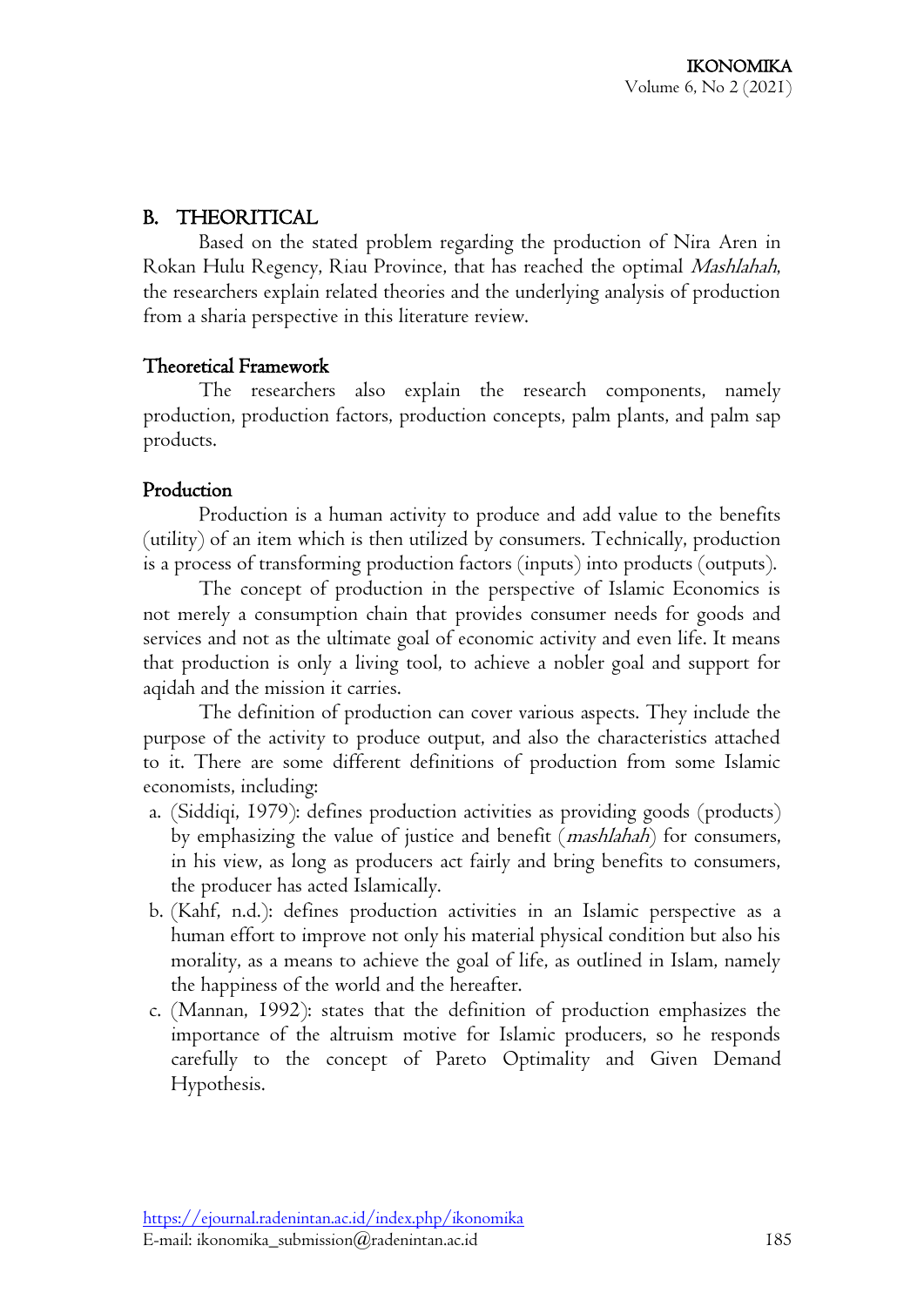## B. THEORITICAL

Based on the stated problem regarding the production of Nira Aren in Rokan Hulu Regency, Riau Province, that has reached the optimal *Mashlahah*, the researchers explain related theories and the underlying analysis of production from a sharia perspective in this literature review.

### Theoretical Framework

The researchers also explain the research components, namely production, production factors, production concepts, palm plants, and palm sap products.

### Production

Production is a human activity to produce and add value to the benefits (utility) of an item which is then utilized by consumers. Technically, production is a process of transforming production factors (inputs) into products (outputs).

The concept of production in the perspective of Islamic Economics is not merely a consumption chain that provides consumer needs for goods and services and not as the ultimate goal of economic activity and even life. It means that production is only a living tool, to achieve a nobler goal and support for aqidah and the mission it carries.

The definition of production can cover various aspects. They include the purpose of the activity to produce output, and also the characteristics attached to it. There are some different definitions of production from some Islamic economists, including:

a. (Siddiqi, 1979): defines production activities as providing goods (products) by emphasizing the value of justice and benefit (*mashlahah*) for consumers, in his view, as long as producers act fairly and bring benefits to consumers, the producer has acted Islamically.
b. (Kahf, n.d.): defines production activities in an Islamic perspective as a human effort to improve not only his material physical condition but also his morality, as a means to achieve the goal of life, as outlined in Islam, namely the happiness of the world and the hereafter.
c. (Mannan, 1992): states that the definition of production emphasizes the importance of the altruism motive for Islamic producers, so he responds carefully to the concept of Pareto Optimality and Given Demand Hypothesis.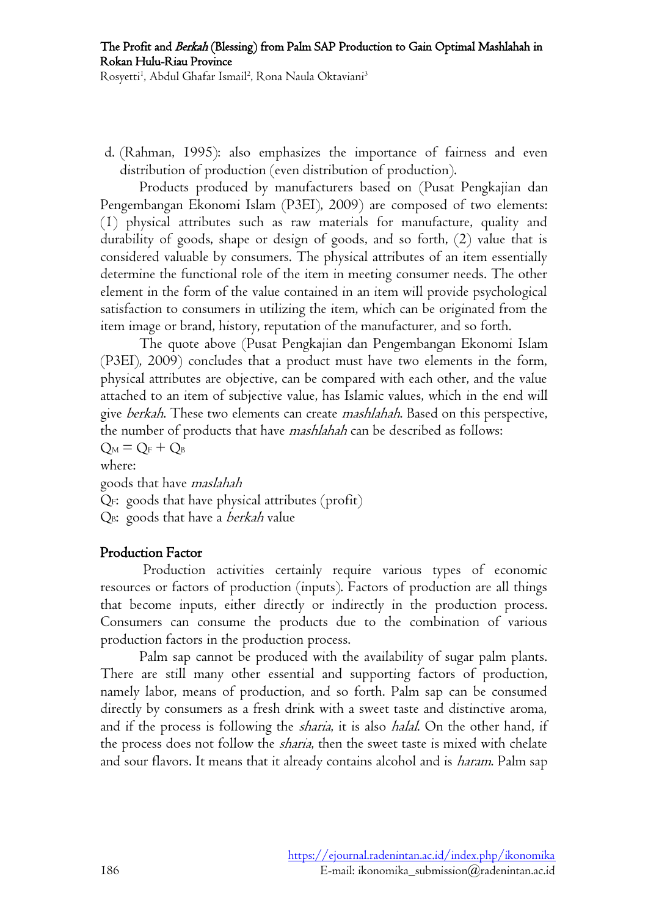d. (Rahman, 1995): also emphasizes the importance of fairness and even distribution of production (even distribution of production).

Products produced by manufacturers based on (Pusat Pengkajian dan Pengembangan Ekonomi Islam (P3EI), 2009) are composed of two elements: (1) physical attributes such as raw materials for manufacture, quality and durability of goods, shape or design of goods, and so forth, (2) value that is considered valuable by consumers. The physical attributes of an item essentially determine the functional role of the item in meeting consumer needs. The other element in the form of the value contained in an item will provide psychological satisfaction to consumers in utilizing the item, which can be originated from the item image or brand, history, reputation of the manufacturer, and so forth.

The quote above (Pusat Pengkajian dan Pengembangan Ekonomi Islam (P3EI), 2009) concludes that a product must have two elements in the form, physical attributes are objective, can be compared with each other, and the value attached to an item of subjective value, has Islamic values, which in the end will give *berkah*. These two elements can create *mashlahah*. Based on this perspective, the number of products that have *mashlahah* can be described as follows:

$Q_M = Q_F + Q_B$

where:

goods that have *maslahah*

$Q_F$: goods that have physical attributes (profit)

$Q_B$: goods that have a *berkah* value

## Production Factor

Production activities certainly require various types of economic resources or factors of production (inputs). Factors of production are all things that become inputs, either directly or indirectly in the production process. Consumers can consume the products due to the combination of various production factors in the production process.

Palm sap cannot be produced with the availability of sugar palm plants. There are still many other essential and supporting factors of production, namely labor, means of production, and so forth. Palm sap can be consumed directly by consumers as a fresh drink with a sweet taste and distinctive aroma, and if the process is following the *sharia*, it is also *halal*. On the other hand, if the process does not follow the *sharia*, then the sweet taste is mixed with chelate and sour flavors. It means that it already contains alcohol and is *haram*. Palm sap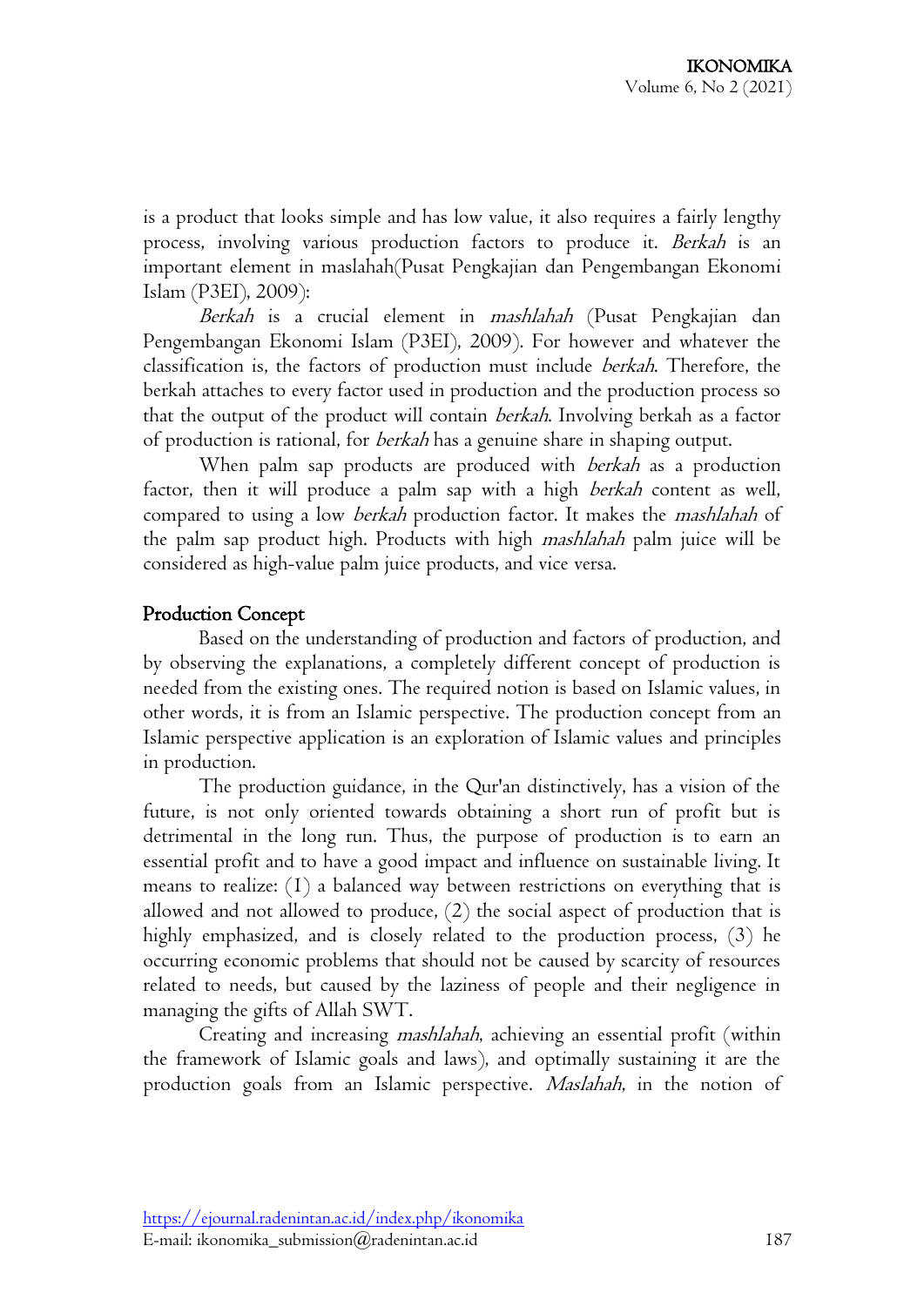is a product that looks simple and has low value, it also requires a fairly lengthy process, involving various production factors to produce it. *Berkah* is an important element in maslahah(Pusat Pengkajian dan Pengembangan Ekonomi Islam (P3EI), 2009):

*Berkah* is a crucial element in *mashlahah* (Pusat Pengkajian dan Pengembangan Ekonomi Islam (P3EI), 2009). For however and whatever the classification is, the factors of production must include *berkah*. Therefore, the berkah attaches to every factor used in production and the production process so that the output of the product will contain *berkah*. Involving berkah as a factor of production is rational, for *berkah* has a genuine share in shaping output.

When palm sap products are produced with *berkah* as a production factor, then it will produce a palm sap with a high *berkah* content as well, compared to using a low *berkah* production factor. It makes the *mashlahah* of the palm sap product high. Products with high *mashlahah* palm juice will be considered as high-value palm juice products, and vice versa.

**Production Concept**

Based on the understanding of production and factors of production, and by observing the explanations, a completely different concept of production is needed from the existing ones. The required notion is based on Islamic values, in other words, it is from an Islamic perspective. The production concept from an Islamic perspective application is an exploration of Islamic values and principles in production.

The production guidance, in the Qur'an distinctively, has a vision of the future, is not only oriented towards obtaining a short run of profit but is detrimental in the long run. Thus, the purpose of production is to earn an essential profit and to have a good impact and influence on sustainable living. It means to realize: (1) a balanced way between restrictions on everything that is allowed and not allowed to produce, (2) the social aspect of production that is highly emphasized, and is closely related to the production process, (3) he occurring economic problems that should not be caused by scarcity of resources related to needs, but caused by the laziness of people and their negligence in managing the gifts of Allah SWT.

Creating and increasing *mashlahah*, achieving an essential profit (within the framework of Islamic goals and laws), and optimally sustaining it are the production goals from an Islamic perspective. *Maslahah*, in the notion of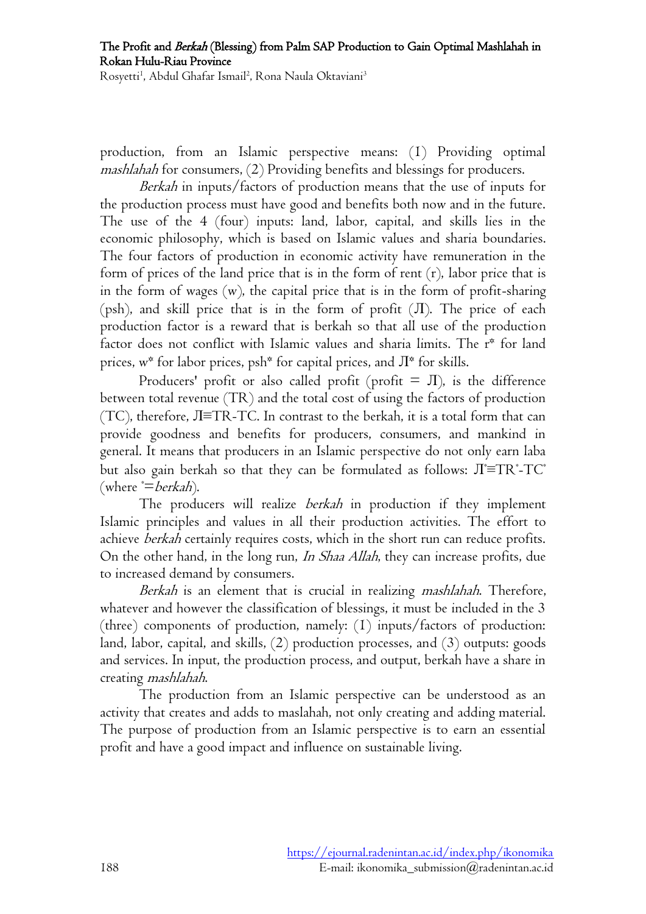production, from an Islamic perspective means: (1) Providing optimal *mashlahah* for consumers, (2) Providing benefits and blessings for producers.

*Berkah* in inputs/factors of production means that the use of inputs for the production process must have good and benefits both now and in the future. The use of the 4 (four) inputs: land, labor, capital, and skills lies in the economic philosophy, which is based on Islamic values and sharia boundaries. The four factors of production in economic activity have remuneration in the form of prices of the land price that is in the form of rent (r), labor price that is in the form of wages (w), the capital price that is in the form of profit-sharing (psh), and skill price that is in the form of profit (Л). The price of each production factor is a reward that is berkah so that all use of the production factor does not conflict with Islamic values and sharia limits. The $r^*$ for land prices, $w^*$ for labor prices, $psh^*$ for capital prices, and $Л^*$ for skills.

Producers' profit or also called profit (profit = Л), is the difference between total revenue (TR) and the total cost of using the factors of production (TC), therefore, Л≡TR-TC. In contrast to the berkah, it is a total form that can provide goodness and benefits for producers, consumers, and mankind in general. It means that producers in an Islamic perspective do not only earn laba but also gain berkah so that they can be formulated as follows: $Л^* \equiv TR^* - TC^*$ (where $^*$=*berkah*).

The producers will realize *berkah* in production if they implement Islamic principles and values in all their production activities. The effort to achieve *berkah* certainly requires costs, which in the short run can reduce profits. On the other hand, in the long run, *In Shaa Allah*, they can increase profits, due to increased demand by consumers.

*Berkah* is an element that is crucial in realizing *mashlahah*. Therefore, whatever and however the classification of blessings, it must be included in the 3 (three) components of production, namely: (1) inputs/factors of production: land, labor, capital, and skills, (2) production processes, and (3) outputs: goods and services. In input, the production process, and output, berkah have a share in creating *mashlahah*.

The production from an Islamic perspective can be understood as an activity that creates and adds to maslahah, not only creating and adding material. The purpose of production from an Islamic perspective is to earn an essential profit and have a good impact and influence on sustainable living.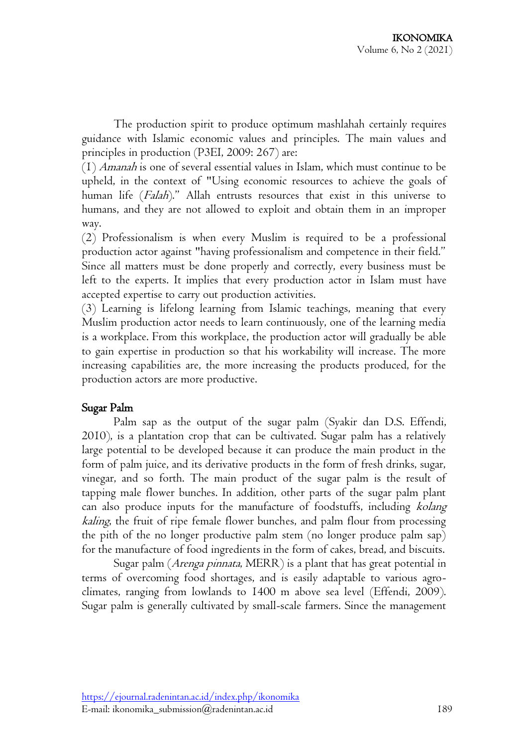The production spirit to produce optimum mashlahah certainly requires guidance with Islamic economic values and principles. The main values and principles in production (P3EI, 2009: 267) are:

(1) *Amanah* is one of several essential values in Islam, which must continue to be upheld, in the context of "Using economic resources to achieve the goals of human life (*Falah*)." Allah entrusts resources that exist in this universe to humans, and they are not allowed to exploit and obtain them in an improper way.

(2) Professionalism is when every Muslim is required to be a professional production actor against "having professionalism and competence in their field." Since all matters must be done properly and correctly, every business must be left to the experts. It implies that every production actor in Islam must have accepted expertise to carry out production activities.

(3) Learning is lifelong learning from Islamic teachings, meaning that every Muslim production actor needs to learn continuously, one of the learning media is a workplace. From this workplace, the production actor will gradually be able to gain expertise in production so that his workability will increase. The more increasing capabilities are, the more increasing the products produced, for the production actors are more productive.

## Sugar Palm

Palm sap as the output of the sugar palm (Syakir dan D.S. Effendi, 2010), is a plantation crop that can be cultivated. Sugar palm has a relatively large potential to be developed because it can produce the main product in the form of palm juice, and its derivative products in the form of fresh drinks, sugar, vinegar, and so forth. The main product of the sugar palm is the result of tapping male flower bunches. In addition, other parts of the sugar palm plant can also produce inputs for the manufacture of foodstuffs, including *kolang kaling*, the fruit of ripe female flower bunches, and palm flour from processing the pith of the no longer productive palm stem (no longer produce palm sap) for the manufacture of food ingredients in the form of cakes, bread, and biscuits.

Sugar palm (*Arenga pinnata*, MERR) is a plant that has great potential in terms of overcoming food shortages, and is easily adaptable to various agro-climates, ranging from lowlands to 1400 m above sea level (Effendi, 2009). Sugar palm is generally cultivated by small-scale farmers. Since the management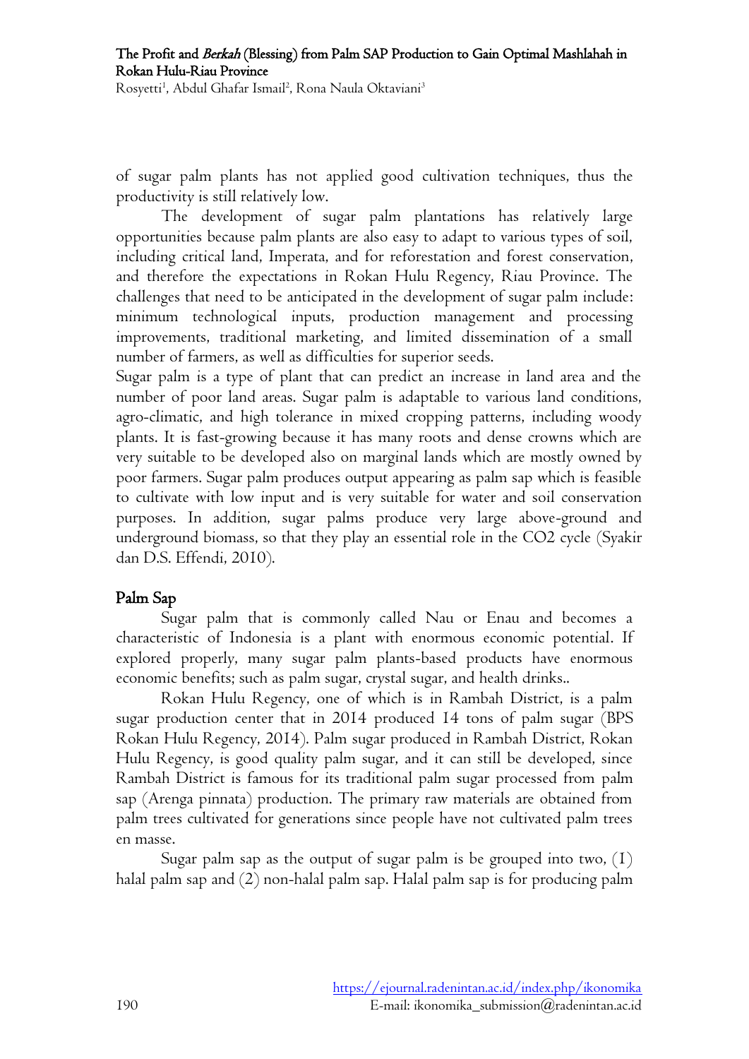of sugar palm plants has not applied good cultivation techniques, thus the productivity is still relatively low.

The development of sugar palm plantations has relatively large opportunities because palm plants are also easy to adapt to various types of soil, including critical land, Imperata, and for reforestation and forest conservation, and therefore the expectations in Rokan Hulu Regency, Riau Province. The challenges that need to be anticipated in the development of sugar palm include: minimum technological inputs, production management and processing improvements, traditional marketing, and limited dissemination of a small number of farmers, as well as difficulties for superior seeds.

Sugar palm is a type of plant that can predict an increase in land area and the number of poor land areas. Sugar palm is adaptable to various land conditions, agro-climatic, and high tolerance in mixed cropping patterns, including woody plants. It is fast-growing because it has many roots and dense crowns which are very suitable to be developed also on marginal lands which are mostly owned by poor farmers. Sugar palm produces output appearing as palm sap which is feasible to cultivate with low input and is very suitable for water and soil conservation purposes. In addition, sugar palms produce very large above-ground and underground biomass, so that they play an essential role in the $CO_2$ cycle (Syakir dan D.S. Effendi, 2010).

## Palm Sap

Sugar palm that is commonly called Nau or Enau and becomes a characteristic of Indonesia is a plant with enormous economic potential. If explored properly, many sugar palm plants-based products have enormous economic benefits; such as palm sugar, crystal sugar, and health drinks..

Rokan Hulu Regency, one of which is in Rambah District, is a palm sugar production center that in 2014 produced 14 tons of palm sugar (BPS Rokan Hulu Regency, 2014). Palm sugar produced in Rambah District, Rokan Hulu Regency, is good quality palm sugar, and it can still be developed, since Rambah District is famous for its traditional palm sugar processed from palm sap (Arenga pinnata) production. The primary raw materials are obtained from palm trees cultivated for generations since people have not cultivated palm trees en masse.

Sugar palm sap as the output of sugar palm is be grouped into two, (1) halal palm sap and (2) non-halal palm sap. Halal palm sap is for producing palm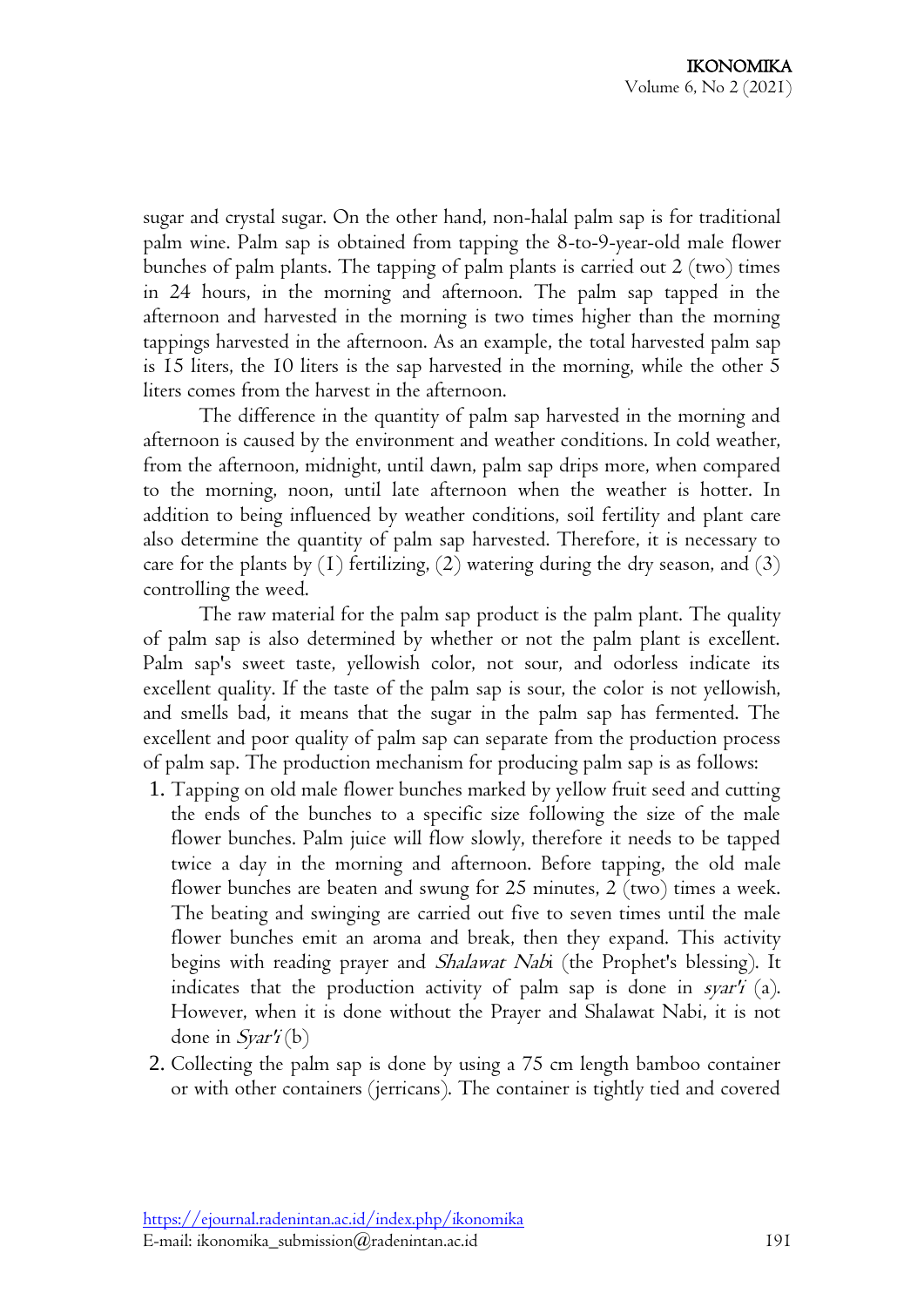sugar and crystal sugar. On the other hand, non-halal palm sap is for traditional palm wine. Palm sap is obtained from tapping the 8-to-9-year-old male flower bunches of palm plants. The tapping of palm plants is carried out 2 (two) times in 24 hours, in the morning and afternoon. The palm sap tapped in the afternoon and harvested in the morning is two times higher than the morning tappings harvested in the afternoon. As an example, the total harvested palm sap is 15 liters, the 10 liters is the sap harvested in the morning, while the other 5 liters comes from the harvest in the afternoon.

The difference in the quantity of palm sap harvested in the morning and afternoon is caused by the environment and weather conditions. In cold weather, from the afternoon, midnight, until dawn, palm sap drips more, when compared to the morning, noon, until late afternoon when the weather is hotter. In addition to being influenced by weather conditions, soil fertility and plant care also determine the quantity of palm sap harvested. Therefore, it is necessary to care for the plants by (1) fertilizing, (2) watering during the dry season, and (3) controlling the weed.

The raw material for the palm sap product is the palm plant. The quality of palm sap is also determined by whether or not the palm plant is excellent. Palm sap's sweet taste, yellowish color, not sour, and odorless indicate its excellent quality. If the taste of the palm sap is sour, the color is not yellowish, and smells bad, it means that the sugar in the palm sap has fermented. The excellent and poor quality of palm sap can separate from the production process of palm sap. The production mechanism for producing palm sap is as follows:

1. Tapping on old male flower bunches marked by yellow fruit seed and cutting the ends of the bunches to a specific size following the size of the male flower bunches. Palm juice will flow slowly, therefore it needs to be tapped twice a day in the morning and afternoon. Before tapping, the old male flower bunches are beaten and swung for 25 minutes, 2 (two) times a week. The beating and swinging are carried out five to seven times until the male flower bunches emit an aroma and break, then they expand. This activity begins with reading prayer and *Shalawat Nabi* (the Prophet's blessing). It indicates that the production activity of palm sap is done in *syar'i* (a). However, when it is done without the Prayer and Shalawat Nabi, it is not done in *Syar'i* (b)
2. Collecting the palm sap is done by using a 75 cm length bamboo container or with other containers (jerricans). The container is tightly tied and covered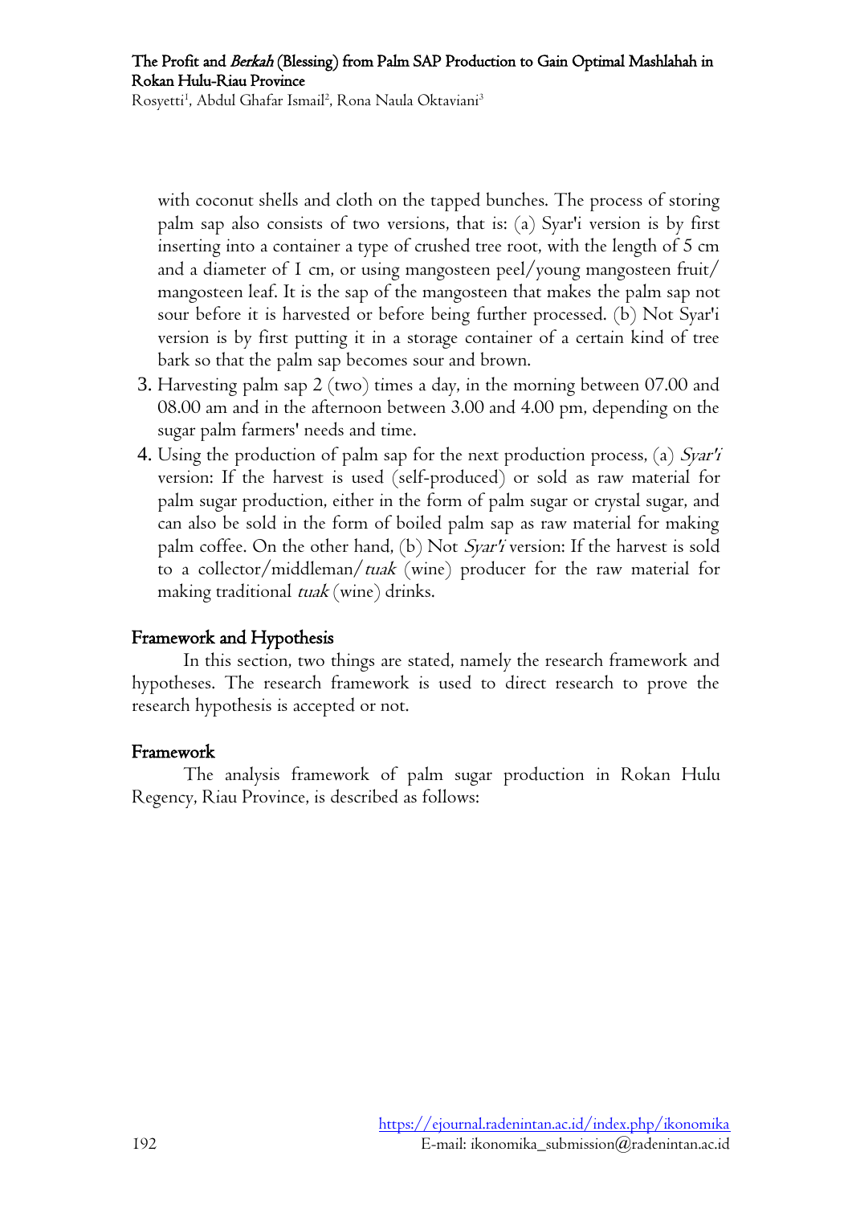with coconut shells and cloth on the tapped bunches. The process of storing palm sap also consists of two versions, that is: (a) Syar'i version is by first inserting into a container a type of crushed tree root, with the length of 5 cm and a diameter of 1 cm, or using mangosteen peel/young mangosteen fruit/ mangosteen leaf. It is the sap of the mangosteen that makes the palm sap not sour before it is harvested or before being further processed. (b) Not Syar'i version is by first putting it in a storage container of a certain kind of tree bark so that the palm sap becomes sour and brown.

3. Harvesting palm sap 2 (two) times a day, in the morning between 07.00 and 08.00 am and in the afternoon between 3.00 and 4.00 pm, depending on the sugar palm farmers' needs and time.
4. Using the production of palm sap for the next production process, (a) *Syar'i* version: If the harvest is used (self-produced) or sold as raw material for palm sugar production, either in the form of palm sugar or crystal sugar, and can also be sold in the form of boiled palm sap as raw material for making palm coffee. On the other hand, (b) Not *Syar'i* version: If the harvest is sold to a collector/middleman/*tuak* (wine) producer for the raw material for making traditional *tuak* (wine) drinks.

## Framework and Hypothesis

In this section, two things are stated, namely the research framework and hypotheses. The research framework is used to direct research to prove the research hypothesis is accepted or not.

### Framework

The analysis framework of palm sugar production in Rokan Hulu Regency, Riau Province, is described as follows: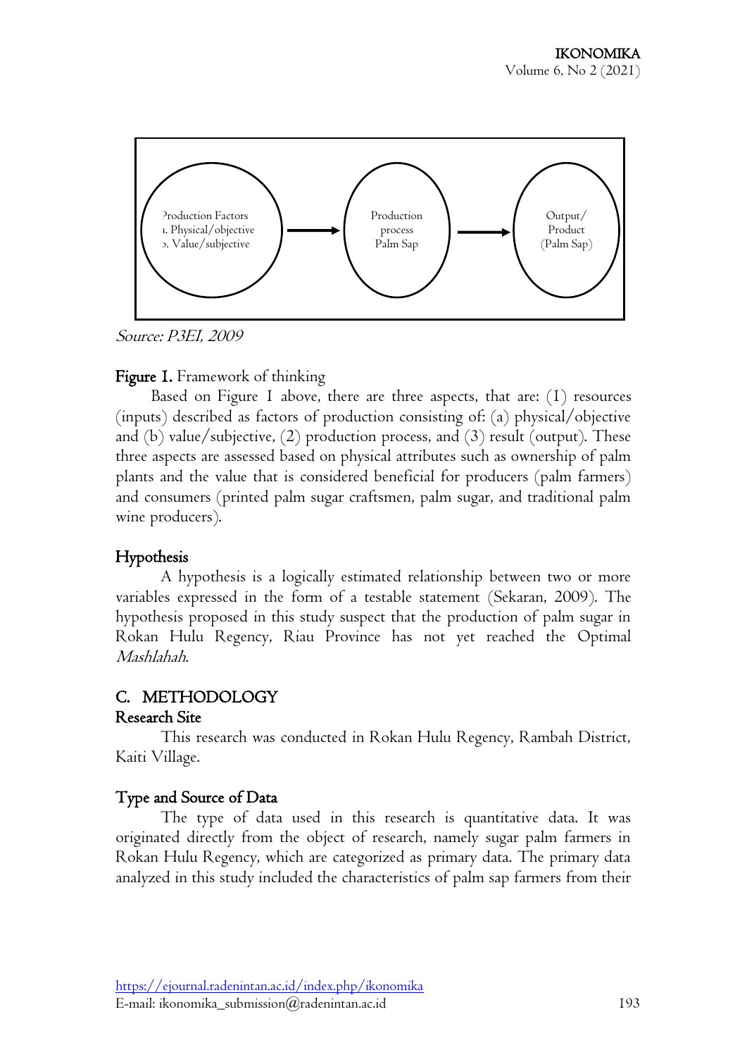Production Factors
a. Physical/objective
b. Value/subjective

Production process Palm Sap

Output/ Product (Palm Sap)

*Source: P3EI, 2009*

**Figure 1.** Framework of thinking

Based on Figure 1 above, there are three aspects, that are: (1) resources (inputs) described as factors of production consisting of: (a) physical/objective and (b) value/subjective, (2) production process, and (3) result (output). These three aspects are assessed based on physical attributes such as ownership of palm plants and the value that is considered beneficial for producers (palm farmers) and consumers (printed palm sugar craftsmen, palm sugar, and traditional palm wine producers).

## Hypothesis

A hypothesis is a logically estimated relationship between two or more variables expressed in the form of a testable statement (Sekaran, 2009). The hypothesis proposed in this study suspect that the production of palm sugar in Rokan Hulu Regency, Riau Province has not yet reached the Optimal *Mashlahah*.

# C. METHODOLOGY

## Research Site

This research was conducted in Rokan Hulu Regency, Rambah District, Kaiti Village.

## Type and Source of Data

The type of data used in this research is quantitative data. It was originated directly from the object of research, namely sugar palm farmers in Rokan Hulu Regency, which are categorized as primary data. The primary data analyzed in this study included the characteristics of palm sap farmers from their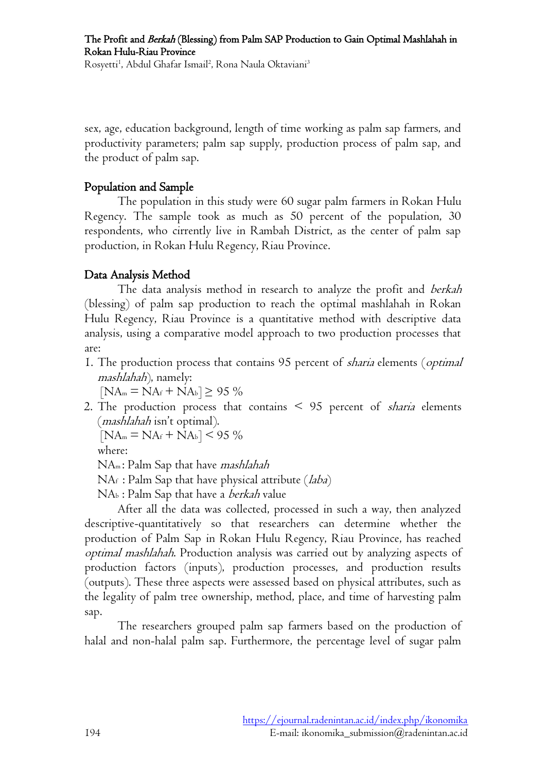sex, age, education background, length of time working as palm sap farmers, and productivity parameters; palm sap supply, production process of palm sap, and the product of palm sap.

## Population and Sample

The population in this study were 60 sugar palm farmers in Rokan Hulu Regency. The sample took as much as 50 percent of the population, 30 respondents, who cirrently live in Rambah District, as the center of palm sap production, in Rokan Hulu Regency, Riau Province.

## Data Analysis Method

The data analysis method in research to analyze the profit and *berkah* (blessing) of palm sap production to reach the optimal mashlahah in Rokan Hulu Regency, Riau Province is a quantitative method with descriptive data analysis, using a comparative model approach to two production processes that are:

1. The production process that contains 95 percent of *sharia* elements (*optimal mashlahah*), namely:
   $[NA_m = NA_f + NA_b] \geq 95\ \%$
2. The production process that contains < 95 percent of *sharia* elements (*mashlahah* isn't optimal).
   $[NA_m = NA_f + NA_b] < 95\ \%$

   where:
   $NA_m$ : Palm Sap that have *mashlahah*
   $NA_f$ : Palm Sap that have physical attribute (*laba*)
   $NA_b$ : Palm Sap that have a *berkah* value

After all the data was collected, processed in such a way, then analyzed descriptive-quantitatively so that researchers can determine whether the production of Palm Sap in Rokan Hulu Regency, Riau Province, has reached *optimal mashlahah*. Production analysis was carried out by analyzing aspects of production factors (inputs), production processes, and production results (outputs). These three aspects were assessed based on physical attributes, such as the legality of palm tree ownership, method, place, and time of harvesting palm sap.

The researchers grouped palm sap farmers based on the production of halal and non-halal palm sap. Furthermore, the percentage level of sugar palm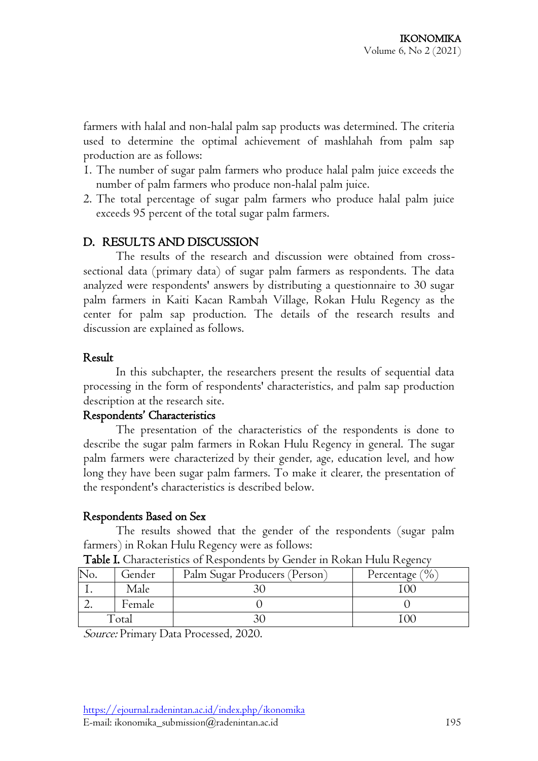farmers with halal and non-halal palm sap products was determined. The criteria used to determine the optimal achievement of mashlahah from palm sap production are as follows:

1. The number of sugar palm farmers who produce halal palm juice exceeds the number of palm farmers who produce non-halal palm juice.
2. The total percentage of sugar palm farmers who produce halal palm juice exceeds 95 percent of the total sugar palm farmers.

## D. RESULTS AND DISCUSSION

The results of the research and discussion were obtained from cross-sectional data (primary data) of sugar palm farmers as respondents. The data analyzed were respondents' answers by distributing a questionnaire to 30 sugar palm farmers in Kaiti Kacan Rambah Village, Rokan Hulu Regency as the center for palm sap production. The details of the research results and discussion are explained as follows.

### Result

In this subchapter, the researchers present the results of sequential data processing in the form of respondents' characteristics, and palm sap production description at the research site.

### Respondents' Characteristics

The presentation of the characteristics of the respondents is done to describe the sugar palm farmers in Rokan Hulu Regency in general. The sugar palm farmers were characterized by their gender, age, education level, and how long they have been sugar palm farmers. To make it clearer, the presentation of the respondent's characteristics is described below.

### Respondents Based on Sex

The results showed that the gender of the respondents (sugar palm farmers) in Rokan Hulu Regency were as follows:

**Table I.** Characteristics of Respondents by Gender in Rokan Hulu Regency

| No. | Gender | Palm Sugar Producers (Person) | Percentage (%) |
|---|---|---|---|
| 1. | Male | 30 | 100 |
| 2. | Female | 0 | 0 |
| Total | | 30 | 100 |

*Source:* Primary Data Processed, 2020.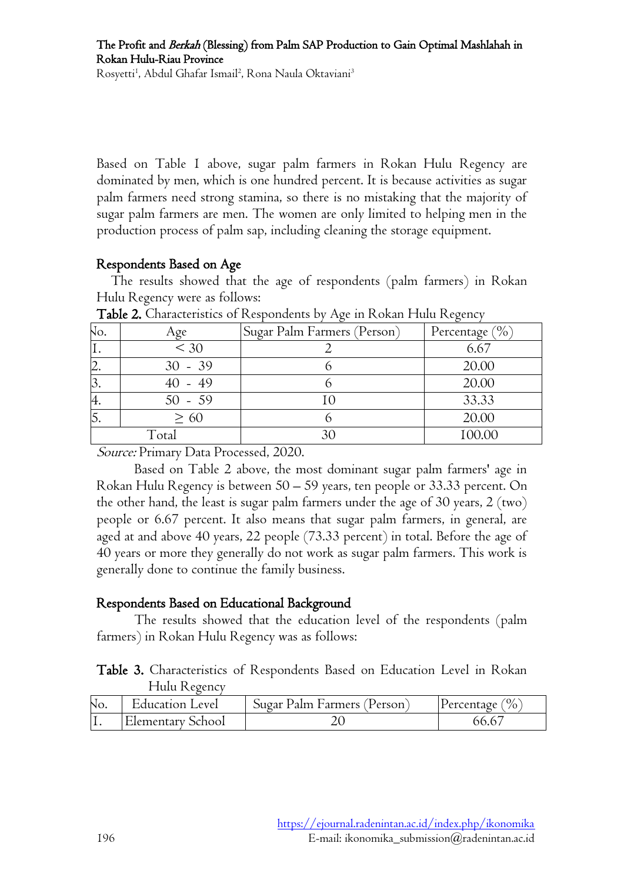Based on Table 1 above, sugar palm farmers in Rokan Hulu Regency are dominated by men, which is one hundred percent. It is because activities as sugar palm farmers need strong stamina, so there is no mistaking that the majority of sugar palm farmers are men. The women are only limited to helping men in the production process of palm sap, including cleaning the storage equipment.

## Respondents Based on Age

The results showed that the age of respondents (palm farmers) in Rokan Hulu Regency were as follows:

**Table 2.** Characteristics of Respondents by Age in Rokan Hulu Regency

| No. | Age | Sugar Palm Farmers (Person) | Percentage (%) |
|---|---|---|---|
| 1. | < 30 | 2 | 6.67 |
| 2. | 30 - 39 | 6 | 20.00 |
| 3. | 40 - 49 | 6 | 20.00 |
| 4. | 50 - 59 | 10 | 33.33 |
| 5. | ≥ 60 | 6 | 20.00 |
| Total | | 30 | 100.00 |

*Source:* Primary Data Processed, 2020.

Based on Table 2 above, the most dominant sugar palm farmers' age in Rokan Hulu Regency is between 50 – 59 years, ten people or 33.33 percent. On the other hand, the least is sugar palm farmers under the age of 30 years, 2 (two) people or 6.67 percent. It also means that sugar palm farmers, in general, are aged at and above 40 years, 22 people (73.33 percent) in total. Before the age of 40 years or more they generally do not work as sugar palm farmers. This work is generally done to continue the family business.

## Respondents Based on Educational Background

The results showed that the education level of the respondents (palm farmers) in Rokan Hulu Regency was as follows:

**Table 3.** Characteristics of Respondents Based on Education Level in Rokan Hulu Regency

| No. | Education Level | Sugar Palm Farmers (Person) | Percentage (%) |
|---|---|---|---|
| 1. | Elementary School | 20 | 66.67 |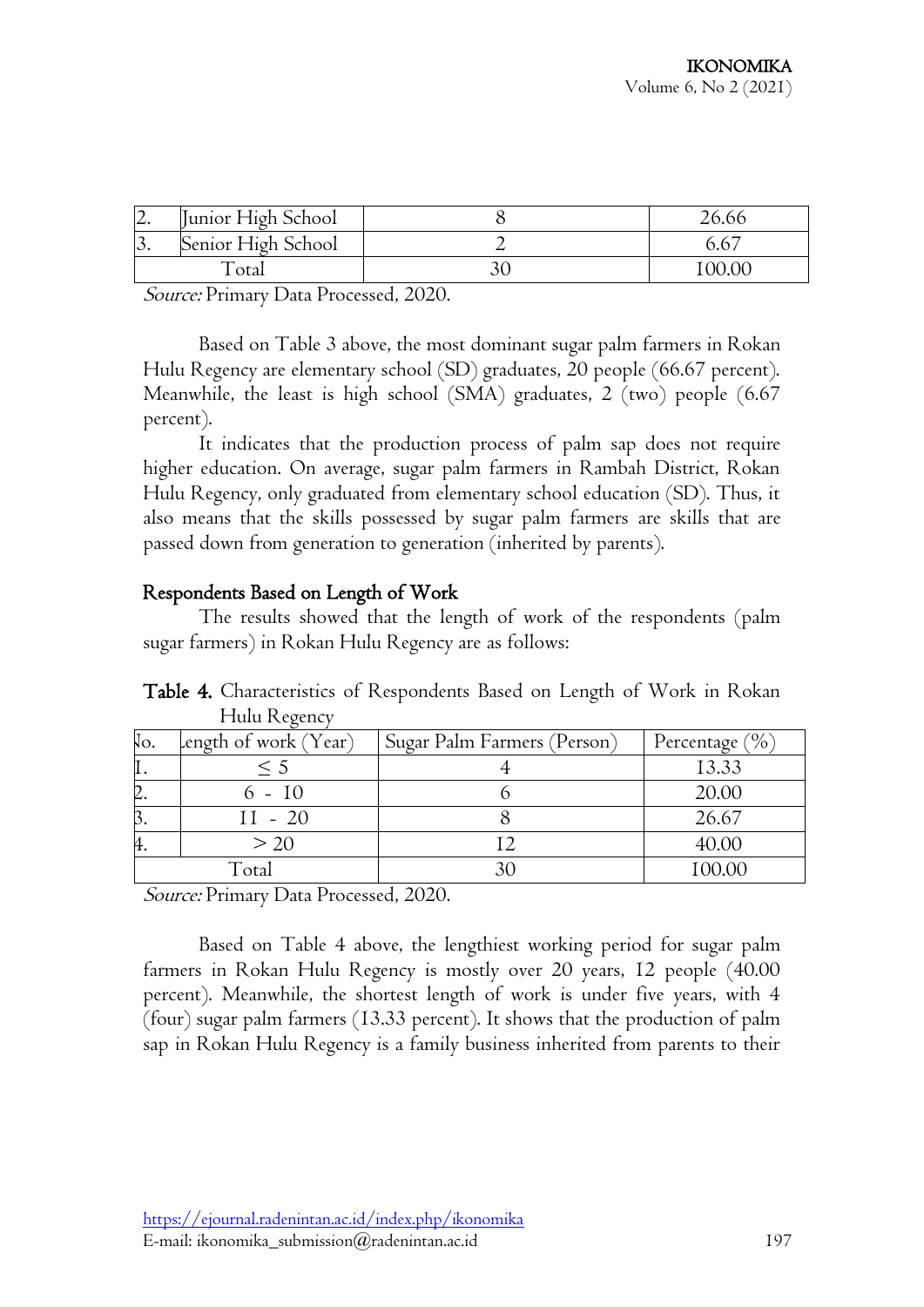| 2. | Junior High School | 8 | 26.66 |
|---|---|---|---|
| 3. | Senior High School | 2 | 6.67 |
| Total | | 30 | 100.00 |

*Source:* Primary Data Processed, 2020.

Based on Table 3 above, the most dominant sugar palm farmers in Rokan Hulu Regency are elementary school (SD) graduates, 20 people (66.67 percent). Meanwhile, the least is high school (SMA) graduates, 2 (two) people (6.67 percent).

It indicates that the production process of palm sap does not require higher education. On average, sugar palm farmers in Rambah District, Rokan Hulu Regency, only graduated from elementary school education (SD). Thus, it also means that the skills possessed by sugar palm farmers are skills that are passed down from generation to generation (inherited by parents).

## Respondents Based on Length of Work

The results showed that the length of work of the respondents (palm sugar farmers) in Rokan Hulu Regency are as follows:

**Table 4.** Characteristics of Respondents Based on Length of Work in Rokan Hulu Regency

| No. | Length of work (Year) | Sugar Palm Farmers (Person) | Percentage (%) |
|---|---|---|---|
| 1. | ≤ 5 | 4 | 13.33 |
| 2. | 6 - 10 | 6 | 20.00 |
| 3. | 11 - 20 | 8 | 26.67 |
| 4. | > 20 | 12 | 40.00 |
| Total | | 30 | 100.00 |

*Source:* Primary Data Processed, 2020.

Based on Table 4 above, the lengthiest working period for sugar palm farmers in Rokan Hulu Regency is mostly over 20 years, 12 people (40.00 percent). Meanwhile, the shortest length of work is under five years, with 4 (four) sugar palm farmers (13.33 percent). It shows that the production of palm sap in Rokan Hulu Regency is a family business inherited from parents to their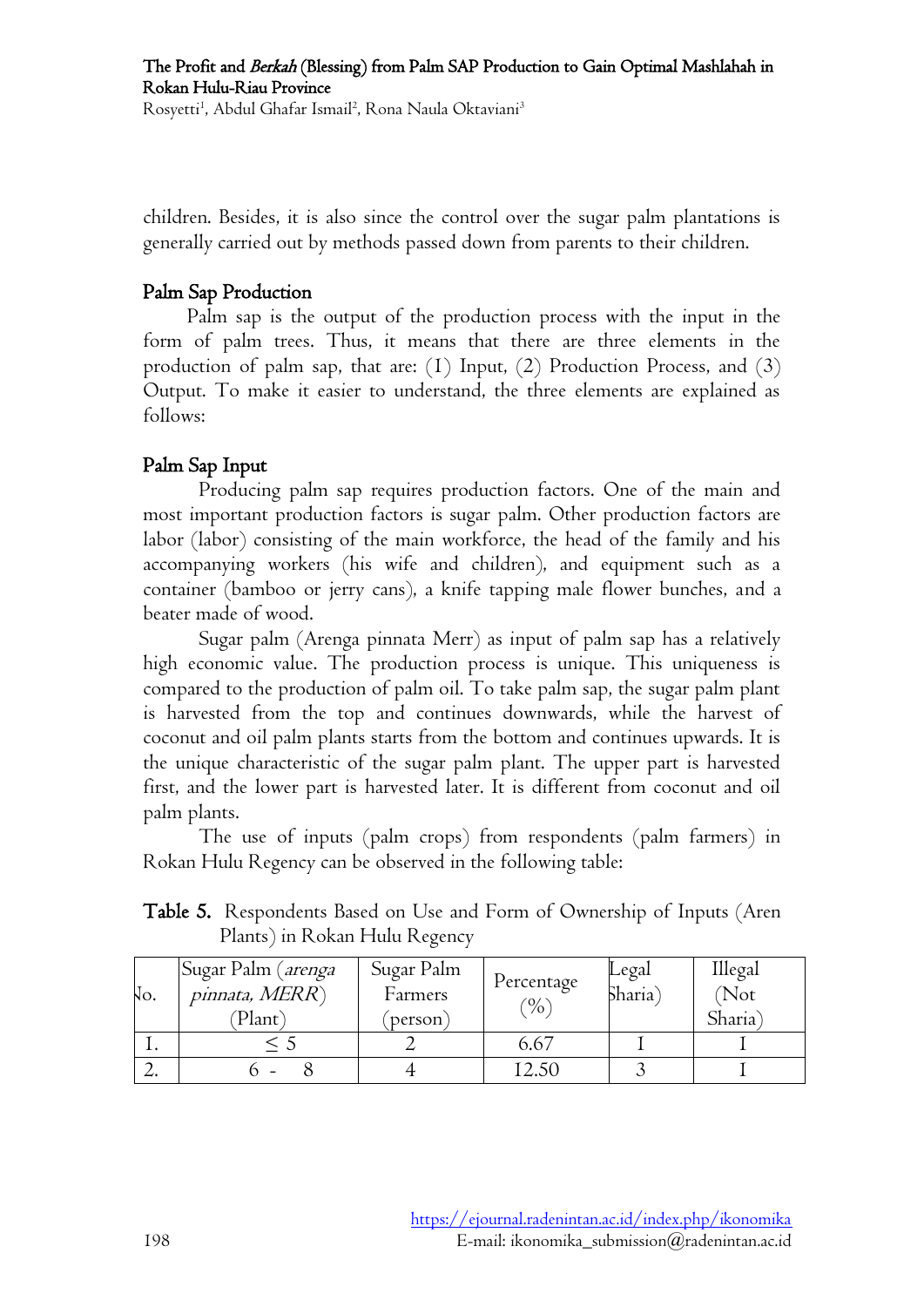children. Besides, it is also since the control over the sugar palm plantations is generally carried out by methods passed down from parents to their children.

## Palm Sap Production

Palm sap is the output of the production process with the input in the form of palm trees. Thus, it means that there are three elements in the production of palm sap, that are: (1) Input, (2) Production Process, and (3) Output. To make it easier to understand, the three elements are explained as follows:

## Palm Sap Input

Producing palm sap requires production factors. One of the main and most important production factors is sugar palm. Other production factors are labor (labor) consisting of the main workforce, the head of the family and his accompanying workers (his wife and children), and equipment such as a container (bamboo or jerry cans), a knife tapping male flower bunches, and a beater made of wood.

Sugar palm (Arenga pinnata Merr) as input of palm sap has a relatively high economic value. The production process is unique. This uniqueness is compared to the production of palm oil. To take palm sap, the sugar palm plant is harvested from the top and continues downwards, while the harvest of coconut and oil palm plants starts from the bottom and continues upwards. It is the unique characteristic of the sugar palm plant. The upper part is harvested first, and the lower part is harvested later. It is different from coconut and oil palm plants.

The use of inputs (palm crops) from respondents (palm farmers) in Rokan Hulu Regency can be observed in the following table:

**Table 5.** Respondents Based on Use and Form of Ownership of Inputs (Aren Plants) in Rokan Hulu Regency

| No. | Sugar Palm (*arenga pinnata, MERR*) (Plant) | Sugar Palm Farmers (person) | Percentage (%) | Legal Sharia) | Illegal (Not Sharia) |
|---|---|---|---|---|---|
| 1. | ≤ 5 | 2 | 6.67 | 1 | 1 |
| 2. | 6 - 8 | 4 | 12.50 | 3 | 1 |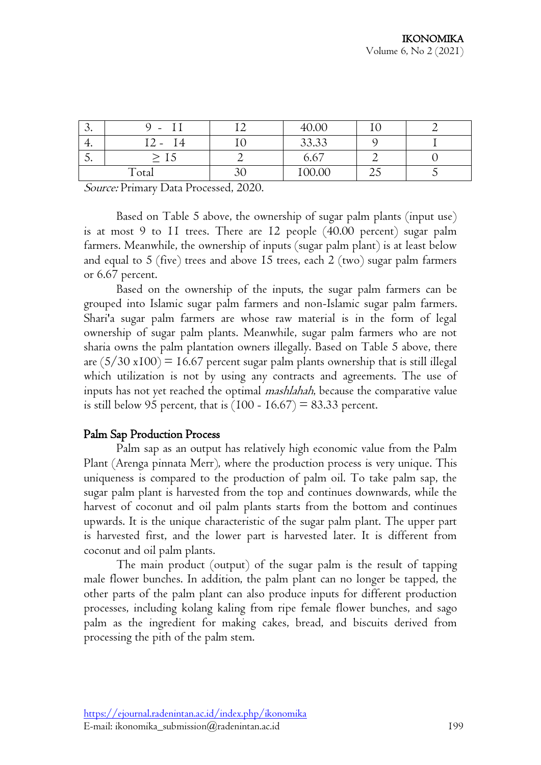| 3. | 9 - 11 | 12 | 40.00 | 10 | 2 |
|---|---|---|---|---|---|
| 4. | 12 - 14 | 10 | 33.33 | 9 | 1 |
| 5. | ≥ 15 | 2 | 6.67 | 2 | 0 |
| Total | | 30 | 100.00 | 25 | 5 |

*Source:* Primary Data Processed, 2020.

Based on Table 5 above, the ownership of sugar palm plants (input use) is at most 9 to 11 trees. There are 12 people (40.00 percent) sugar palm farmers. Meanwhile, the ownership of inputs (sugar palm plant) is at least below and equal to 5 (five) trees and above 15 trees, each 2 (two) sugar palm farmers or 6.67 percent.

Based on the ownership of the inputs, the sugar palm farmers can be grouped into Islamic sugar palm farmers and non-Islamic sugar palm farmers. Shari'a sugar palm farmers are whose raw material is in the form of legal ownership of sugar palm plants. Meanwhile, sugar palm farmers who are not sharia owns the palm plantation owners illegally. Based on Table 5 above, there are $(5/30 \times 100) = 16.67$ percent sugar palm plants ownership that is still illegal which utilization is not by using any contracts and agreements. The use of inputs has not yet reached the optimal *mashlahah*, because the comparative value is still below 95 percent, that is $(100 - 16.67) = 83.33$ percent.

## Palm Sap Production Process

Palm sap as an output has relatively high economic value from the Palm Plant (Arenga pinnata Merr), where the production process is very unique. This uniqueness is compared to the production of palm oil. To take palm sap, the sugar palm plant is harvested from the top and continues downwards, while the harvest of coconut and oil palm plants starts from the bottom and continues upwards. It is the unique characteristic of the sugar palm plant. The upper part is harvested first, and the lower part is harvested later. It is different from coconut and oil palm plants.

The main product (output) of the sugar palm is the result of tapping male flower bunches. In addition, the palm plant can no longer be tapped, the other parts of the palm plant can also produce inputs for different production processes, including kolang kaling from ripe female flower bunches, and sago palm as the ingredient for making cakes, bread, and biscuits derived from processing the pith of the palm stem.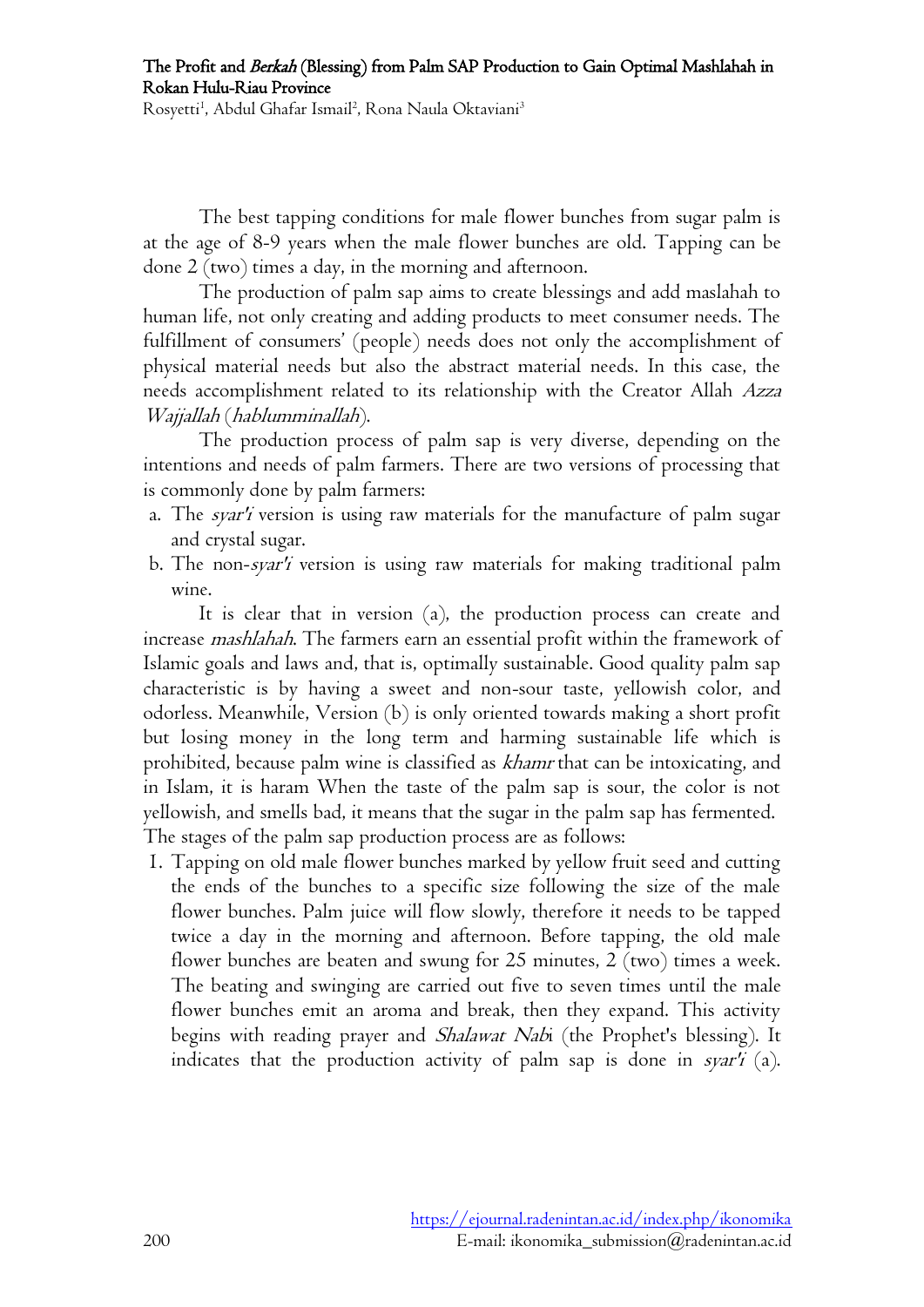The best tapping conditions for male flower bunches from sugar palm is at the age of 8-9 years when the male flower bunches are old. Tapping can be done 2 (two) times a day, in the morning and afternoon.

The production of palm sap aims to create blessings and add maslahah to human life, not only creating and adding products to meet consumer needs. The fulfillment of consumers' (people) needs does not only the accomplishment of physical material needs but also the abstract material needs. In this case, the needs accomplishment related to its relationship with the Creator Allah *Azza Wajjallah* (*hablumminallah*).

The production process of palm sap is very diverse, depending on the intentions and needs of palm farmers. There are two versions of processing that is commonly done by palm farmers:

a. The *syar'i* version is using raw materials for the manufacture of palm sugar and crystal sugar.
b. The non-*syar'i* version is using raw materials for making traditional palm wine.

It is clear that in version (a), the production process can create and increase *mashlahah*. The farmers earn an essential profit within the framework of Islamic goals and laws and, that is, optimally sustainable. Good quality palm sap characteristic is by having a sweet and non-sour taste, yellowish color, and odorless. Meanwhile, Version (b) is only oriented towards making a short profit but losing money in the long term and harming sustainable life which is prohibited, because palm wine is classified as *khamr* that can be intoxicating, and in Islam, it is haram When the taste of the palm sap is sour, the color is not yellowish, and smells bad, it means that the sugar in the palm sap has fermented. The stages of the palm sap production process are as follows:

1. Tapping on old male flower bunches marked by yellow fruit seed and cutting the ends of the bunches to a specific size following the size of the male flower bunches. Palm juice will flow slowly, therefore it needs to be tapped twice a day in the morning and afternoon. Before tapping, the old male flower bunches are beaten and swung for 25 minutes, 2 (two) times a week. The beating and swinging are carried out five to seven times until the male flower bunches emit an aroma and break, then they expand. This activity begins with reading prayer and *Shalawat Nabi* (the Prophet's blessing). It indicates that the production activity of palm sap is done in *syar'i* (a).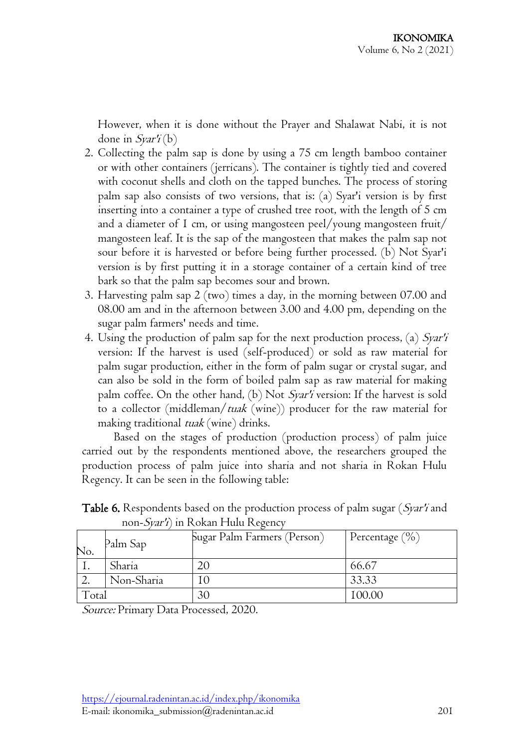However, when it is done without the Prayer and Shalawat Nabi, it is not done in *Syar'i* (b)

2. Collecting the palm sap is done by using a 75 cm length bamboo container or with other containers (jerricans). The container is tightly tied and covered with coconut shells and cloth on the tapped bunches. The process of storing palm sap also consists of two versions, that is: (a) Syar'i version is by first inserting into a container a type of crushed tree root, with the length of 5 cm and a diameter of 1 cm, or using mangosteen peel/young mangosteen fruit/ mangosteen leaf. It is the sap of the mangosteen that makes the palm sap not sour before it is harvested or before being further processed. (b) Not Syar'i version is by first putting it in a storage container of a certain kind of tree bark so that the palm sap becomes sour and brown.
3. Harvesting palm sap 2 (two) times a day, in the morning between 07.00 and 08.00 am and in the afternoon between 3.00 and 4.00 pm, depending on the sugar palm farmers' needs and time.
4. Using the production of palm sap for the next production process, (a) *Syar'i* version: If the harvest is used (self-produced) or sold as raw material for palm sugar production, either in the form of palm sugar or crystal sugar, and can also be sold in the form of boiled palm sap as raw material for making palm coffee. On the other hand, (b) Not *Syar'i* version: If the harvest is sold to a collector (middleman/*tuak* (wine)) producer for the raw material for making traditional *tuak* (wine) drinks.

Based on the stages of production (production process) of palm juice carried out by the respondents mentioned above, the researchers grouped the production process of palm juice into sharia and not sharia in Rokan Hulu Regency. It can be seen in the following table:

**Table 6.** Respondents based on the production process of palm sugar (*Syar'i* and non-*Syar'i*) in Rokan Hulu Regency

| No. | Palm Sap | Sugar Palm Farmers (Person) | Percentage (%) |
|---|---|---|---|
| 1. | Sharia | 20 | 66.67 |
| 2. | Non-Sharia | 10 | 33.33 |
| Total | | 30 | 100.00 |

*Source:* Primary Data Processed, 2020.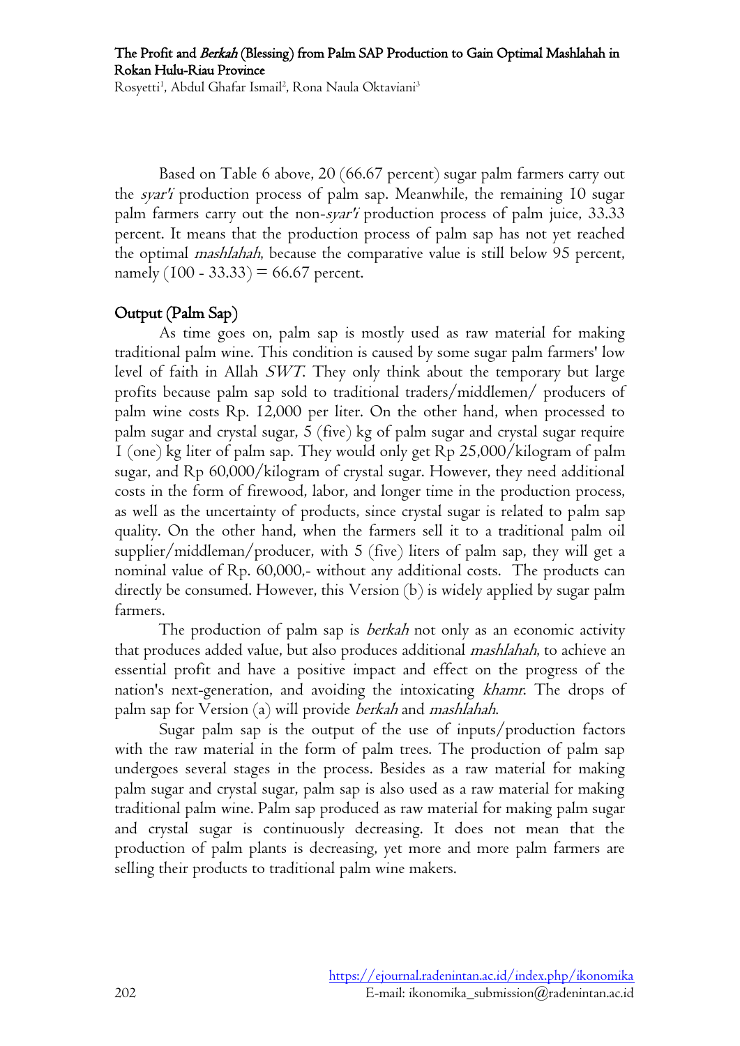Based on Table 6 above, 20 (66.67 percent) sugar palm farmers carry out the *syar'i* production process of palm sap. Meanwhile, the remaining 10 sugar palm farmers carry out the non-*syar'i* production process of palm juice, 33.33 percent. It means that the production process of palm sap has not yet reached the optimal *mashlahah*, because the comparative value is still below 95 percent, namely (100 - 33.33) = 66.67 percent.

## Output (Palm Sap)

As time goes on, palm sap is mostly used as raw material for making traditional palm wine. This condition is caused by some sugar palm farmers' low level of faith in Allah *SWT*. They only think about the temporary but large profits because palm sap sold to traditional traders/middlemen/ producers of palm wine costs Rp. 12,000 per liter. On the other hand, when processed to palm sugar and crystal sugar, 5 (five) kg of palm sugar and crystal sugar require 1 (one) kg liter of palm sap. They would only get Rp 25,000/kilogram of palm sugar, and Rp 60,000/kilogram of crystal sugar. However, they need additional costs in the form of firewood, labor, and longer time in the production process, as well as the uncertainty of products, since crystal sugar is related to palm sap quality. On the other hand, when the farmers sell it to a traditional palm oil supplier/middleman/producer, with 5 (five) liters of palm sap, they will get a nominal value of Rp. 60,000,- without any additional costs. The products can directly be consumed. However, this Version (b) is widely applied by sugar palm farmers.

The production of palm sap is *berkah* not only as an economic activity that produces added value, but also produces additional *mashlahah*, to achieve an essential profit and have a positive impact and effect on the progress of the nation's next-generation, and avoiding the intoxicating *khamr*. The drops of palm sap for Version (a) will provide *berkah* and *mashlahah*.

Sugar palm sap is the output of the use of inputs/production factors with the raw material in the form of palm trees. The production of palm sap undergoes several stages in the process. Besides as a raw material for making palm sugar and crystal sugar, palm sap is also used as a raw material for making traditional palm wine. Palm sap produced as raw material for making palm sugar and crystal sugar is continuously decreasing. It does not mean that the production of palm plants is decreasing, yet more and more palm farmers are selling their products to traditional palm wine makers.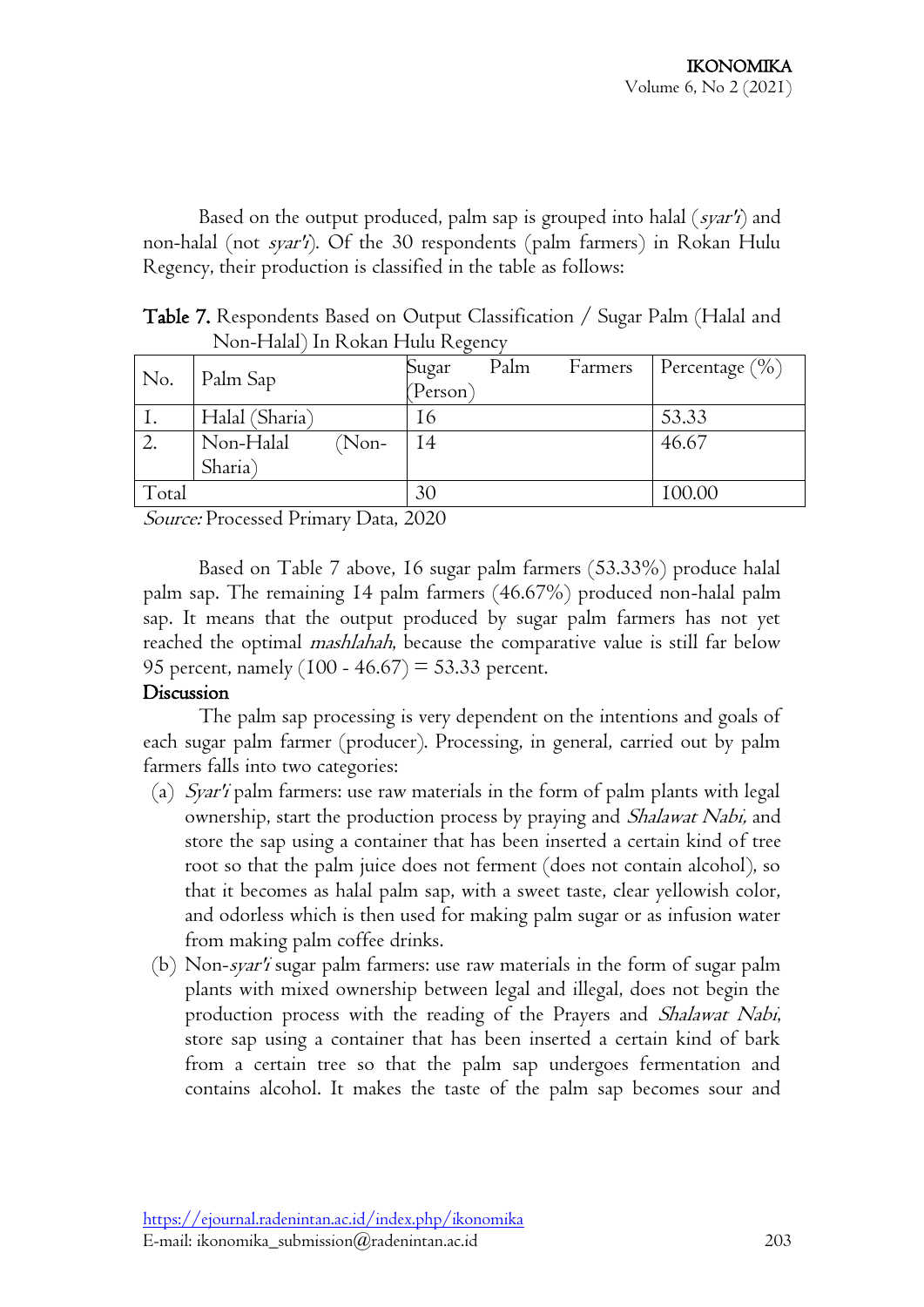Based on the output produced, palm sap is grouped into halal (*syar'i*) and non-halal (not *syar'i*). Of the 30 respondents (palm farmers) in Rokan Hulu Regency, their production is classified in the table as follows:

**Table 7.** Respondents Based on Output Classification / Sugar Palm (Halal and Non-Halal) In Rokan Hulu Regency

| No. | Palm Sap | Sugar Palm Farmers (Person) | Percentage (%) |
|---|---|---|---|
| 1. | Halal (Sharia) | 16 | 53.33 |
| 2. | Non-Halal (Non-Sharia) | 14 | 46.67 |
| Total | | 30 | 100.00 |

*Source:* Processed Primary Data, 2020

Based on Table 7 above, 16 sugar palm farmers (53.33%) produce halal palm sap. The remaining 14 palm farmers (46.67%) produced non-halal palm sap. It means that the output produced by sugar palm farmers has not yet reached the optimal *mashlahah*, because the comparative value is still far below 95 percent, namely (100 - 46.67) = 53.33 percent.

## Discussion

The palm sap processing is very dependent on the intentions and goals of each sugar palm farmer (producer). Processing, in general, carried out by palm farmers falls into two categories:

(a) *Syar'i* palm farmers: use raw materials in the form of palm plants with legal ownership, start the production process by praying and *Shalawat Nabi,* and store the sap using a container that has been inserted a certain kind of tree root so that the palm juice does not ferment (does not contain alcohol), so that it becomes as halal palm sap, with a sweet taste, clear yellowish color, and odorless which is then used for making palm sugar or as infusion water from making palm coffee drinks.

(b) Non-*syar'i* sugar palm farmers: use raw materials in the form of sugar palm plants with mixed ownership between legal and illegal, does not begin the production process with the reading of the Prayers and *Shalawat Nabi*, store sap using a container that has been inserted a certain kind of bark from a certain tree so that the palm sap undergoes fermentation and contains alcohol. It makes the taste of the palm sap becomes sour and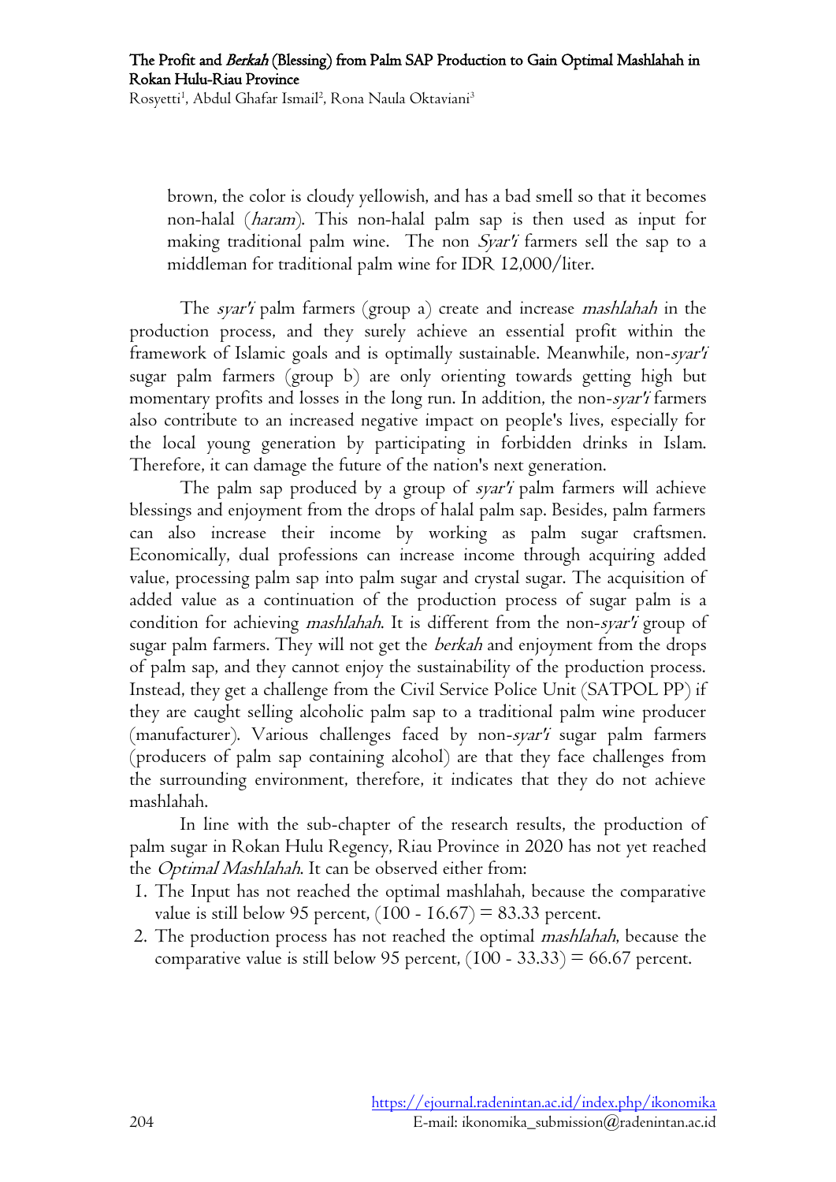brown, the color is cloudy yellowish, and has a bad smell so that it becomes non-halal (*haram*). This non-halal palm sap is then used as input for making traditional palm wine. The non *Syar'i* farmers sell the sap to a middleman for traditional palm wine for IDR 12,000/liter.

The *syar'i* palm farmers (group a) create and increase *mashlahah* in the production process, and they surely achieve an essential profit within the framework of Islamic goals and is optimally sustainable. Meanwhile, non-*syar'i* sugar palm farmers (group b) are only orienting towards getting high but momentary profits and losses in the long run. In addition, the non-*syar'i* farmers also contribute to an increased negative impact on people's lives, especially for the local young generation by participating in forbidden drinks in Islam. Therefore, it can damage the future of the nation's next generation.

The palm sap produced by a group of *syar'i* palm farmers will achieve blessings and enjoyment from the drops of halal palm sap. Besides, palm farmers can also increase their income by working as palm sugar craftsmen. Economically, dual professions can increase income through acquiring added value, processing palm sap into palm sugar and crystal sugar. The acquisition of added value as a continuation of the production process of sugar palm is a condition for achieving *mashlahah*. It is different from the non-*syar'i* group of sugar palm farmers. They will not get the *berkah* and enjoyment from the drops of palm sap, and they cannot enjoy the sustainability of the production process. Instead, they get a challenge from the Civil Service Police Unit (SATPOL PP) if they are caught selling alcoholic palm sap to a traditional palm wine producer (manufacturer). Various challenges faced by non-*syar'i* sugar palm farmers (producers of palm sap containing alcohol) are that they face challenges from the surrounding environment, therefore, it indicates that they do not achieve mashlahah.

In line with the sub-chapter of the research results, the production of palm sugar in Rokan Hulu Regency, Riau Province in 2020 has not yet reached the *Optimal Mashlahah*. It can be observed either from:

1. The Input has not reached the optimal mashlahah, because the comparative value is still below 95 percent, (100 - 16.67) = 83.33 percent.
2. The production process has not reached the optimal *mashlahah*, because the comparative value is still below 95 percent, (100 - 33.33) = 66.67 percent.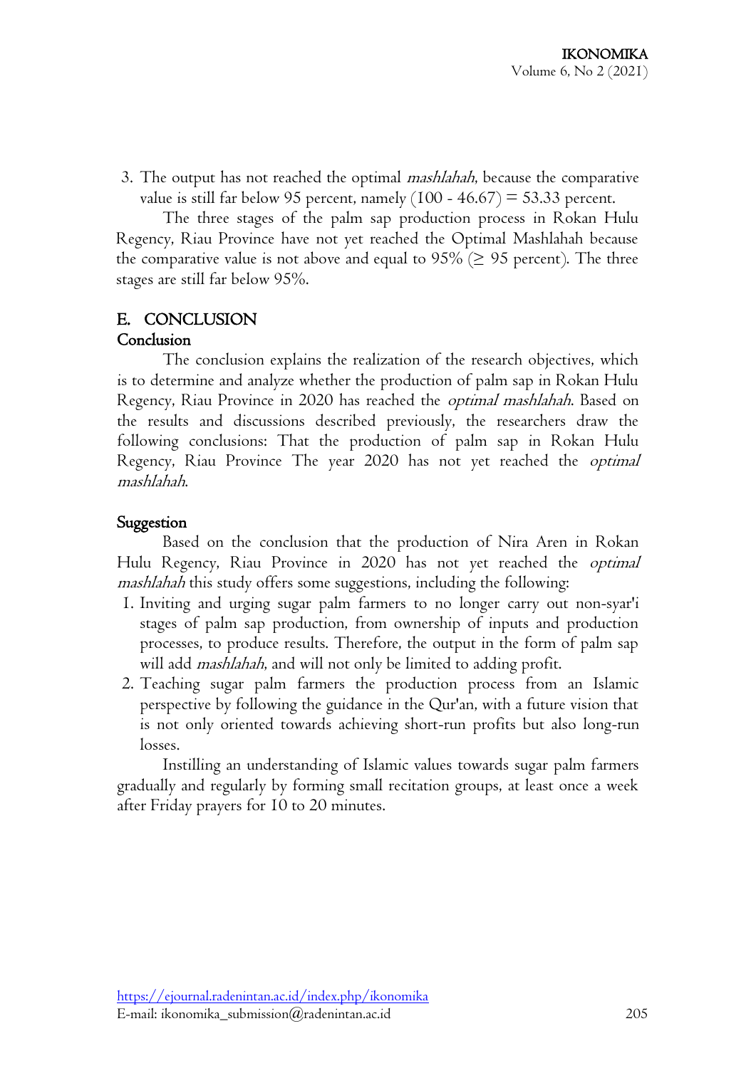3. The output has not reached the optimal *mashlahah*, because the comparative value is still far below 95 percent, namely (100 - 46.67) = 53.33 percent.

The three stages of the palm sap production process in Rokan Hulu Regency, Riau Province have not yet reached the Optimal Mashlahah because the comparative value is not above and equal to 95% ($\geq$ 95 percent). The three stages are still far below 95%.

## E. CONCLUSION

### Conclusion

The conclusion explains the realization of the research objectives, which is to determine and analyze whether the production of palm sap in Rokan Hulu Regency, Riau Province in 2020 has reached the *optimal mashlahah*. Based on the results and discussions described previously, the researchers draw the following conclusions: That the production of palm sap in Rokan Hulu Regency, Riau Province The year 2020 has not yet reached the *optimal mashlahah*.

### Suggestion

Based on the conclusion that the production of Nira Aren in Rokan Hulu Regency, Riau Province in 2020 has not yet reached the *optimal mashlahah* this study offers some suggestions, including the following:

1. Inviting and urging sugar palm farmers to no longer carry out non-syar'i stages of palm sap production, from ownership of inputs and production processes, to produce results. Therefore, the output in the form of palm sap will add *mashlahah*, and will not only be limited to adding profit.
2. Teaching sugar palm farmers the production process from an Islamic perspective by following the guidance in the Qur'an, with a future vision that is not only oriented towards achieving short-run profits but also long-run losses.

Instilling an understanding of Islamic values towards sugar palm farmers gradually and regularly by forming small recitation groups, at least once a week after Friday prayers for 10 to 20 minutes.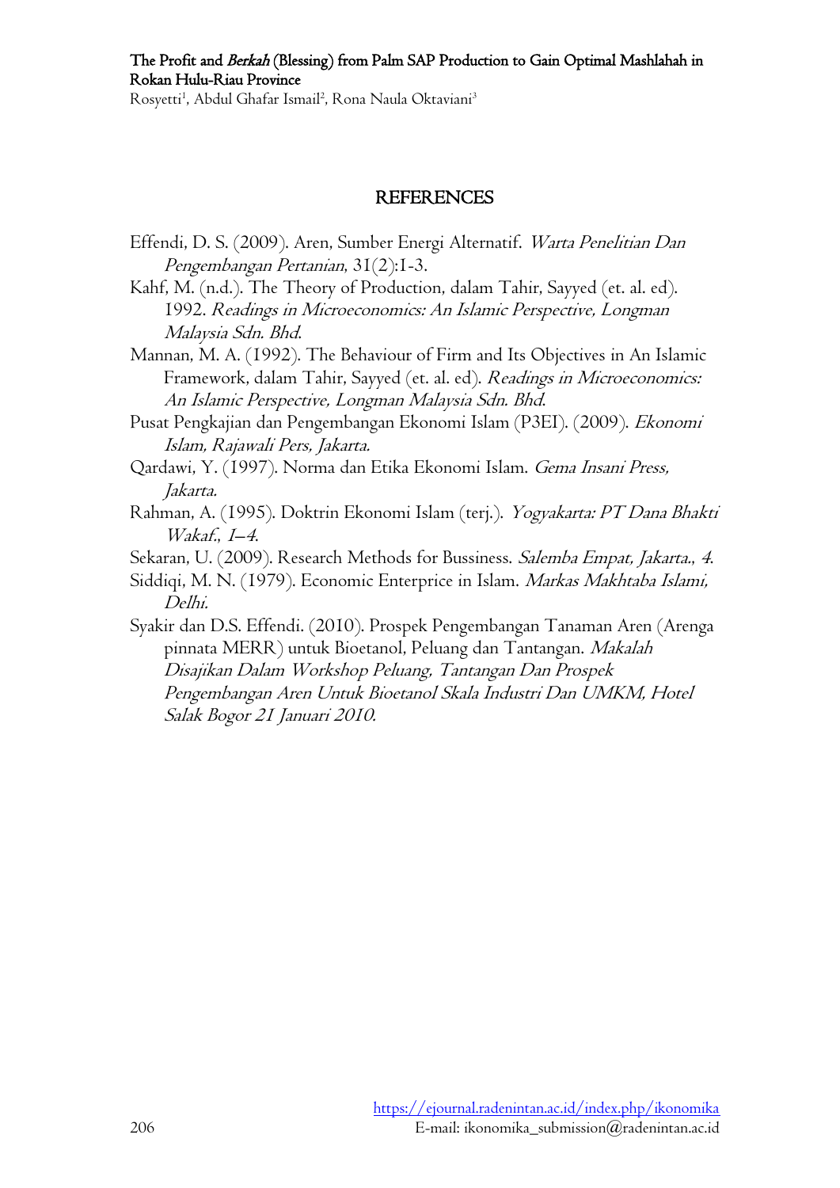## REFERENCES

Effendi, D. S. (2009). Aren, Sumber Energi Alternatif. *Warta Penelitian Dan Pengembangan Pertanian*, 31(2):1-3.

Kahf, M. (n.d.). The Theory of Production, dalam Tahir, Sayyed (et. al. ed). 1992. *Readings in Microeconomics: An Islamic Perspective, Longman Malaysia Sdn. Bhd.*

Mannan, M. A. (1992). The Behaviour of Firm and Its Objectives in An Islamic Framework, dalam Tahir, Sayyed (et. al. ed). *Readings in Microeconomics: An Islamic Perspective, Longman Malaysia Sdn. Bhd.*

Pusat Pengkajian dan Pengembangan Ekonomi Islam (P3EI). (2009). *Ekonomi Islam, Rajawali Pers, Jakarta.*

Qardawi, Y. (1997). Norma dan Etika Ekonomi Islam. *Gema Insani Press, Jakarta.*

Rahman, A. (1995). Doktrin Ekonomi Islam (terj.). *Yogyakarta: PT Dana Bhakti Wakaf., 1–4.*

Sekaran, U. (2009). Research Methods for Bussiness. *Salemba Empat, Jakarta., 4.*

Siddiqi, M. N. (1979). Economic Enterprice in Islam. *Markas Makhtaba Islami, Delhi.*

Syakir dan D.S. Effendi. (2010). Prospek Pengembangan Tanaman Aren (Arenga pinnata MERR) untuk Bioetanol, Peluang dan Tantangan. *Makalah Disajikan Dalam Workshop Peluang, Tantangan Dan Prospek Pengembangan Aren Untuk Bioetanol Skala Industri Dan UMKM, Hotel Salak Bogor 21 Januari 2010.*